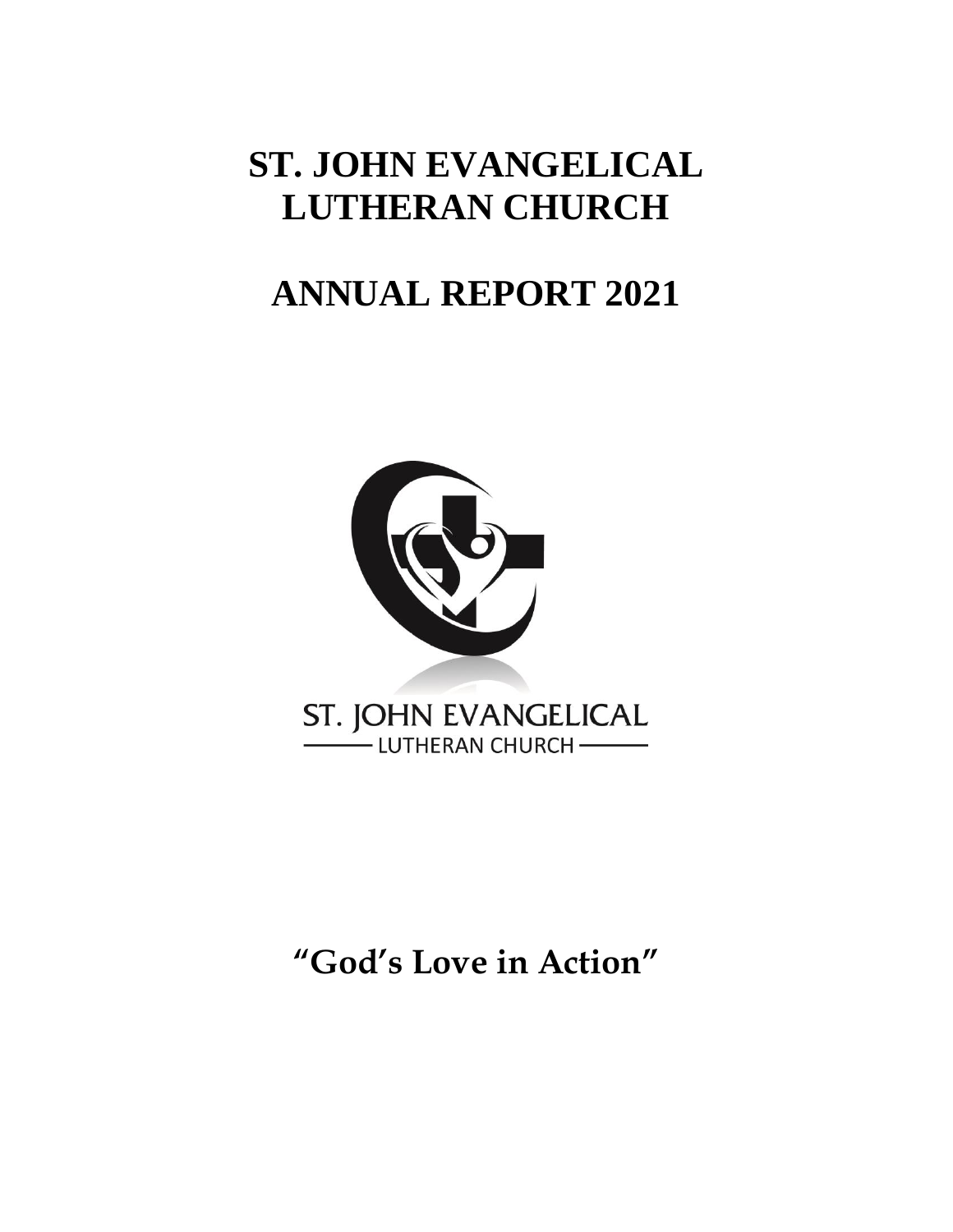# ST. JOHN EVANGELICAL LUTHERAN CHURCH

# ANNUAL REPORT 2021

ST. JOHN EVANGELICAL

LUTHERAN CHURCH

**"God's Love in Action"**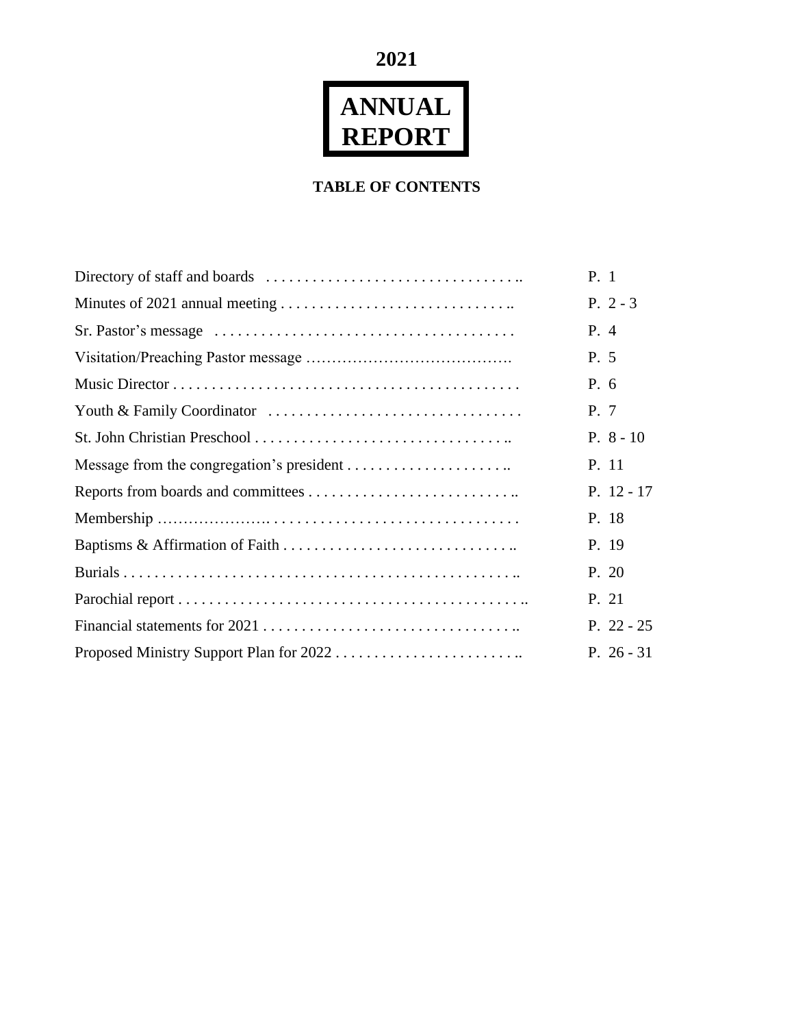# 2021

# ANNUAL REPORT

## TABLE OF CONTENTS

| | |
|---|---|
| Directory of staff and boards | P. 1 |
| Minutes of 2021 annual meeting | P. 2 - 3 |
| Sr. Pastor's message | P. 4 |
| Visitation/Preaching Pastor message | P. 5 |
| Music Director | P. 6 |
| Youth & Family Coordinator | P. 7 |
| St. John Christian Preschool | P. 8 - 10 |
| Message from the congregation's president | P. 11 |
| Reports from boards and committees | P. 12 - 17 |
| Membership | P. 18 |
| Baptisms & Affirmation of Faith | P. 19 |
| Burials | P. 20 |
| Parochial report | P. 21 |
| Financial statements for 2021 | P. 22 - 25 |
| Proposed Ministry Support Plan for 2022 | P. 26 - 31 |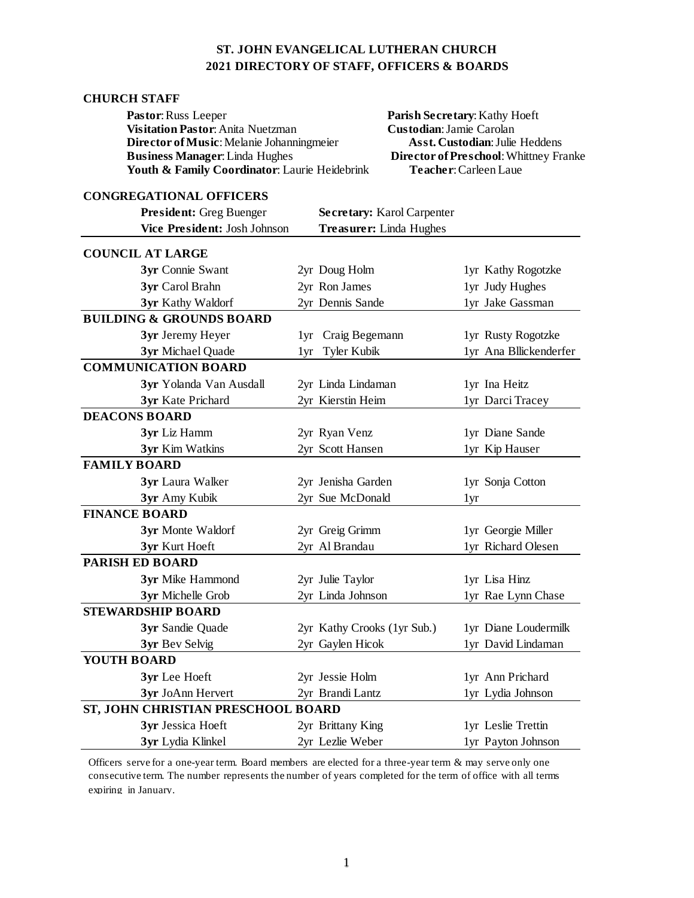# ST. JOHN EVANGELICAL LUTHERAN CHURCH
## 2021 DIRECTORY OF STAFF, OFFICERS & BOARDS

### CHURCH STAFF

**Pastor**: Russ Leeper
**Visitation Pastor**: Anita Nuetzman
**Director of Music**: Melanie Johanningmeier
**Business Manager**: Linda Hughes
**Youth & Family Coordinator**: Laurie Heidebrink
**Parish Secretary**: Kathy Hoeft
**Custodian**: Jamie Carolan
**Asst. Custodian**: Julie Heddens
**Director of Preschool**: Whittney Franke
**Teacher**: Carleen Laue

### CONGREGATIONAL OFFICERS

**President:** Greg Buenger
**Vice President:** Josh Johnson
**Secretary:** Karol Carpenter
**Treasurer:** Linda Hughes

| | | |
|---|---|---|
| **COUNCIL AT LARGE** | | |
| **3yr** Connie Swant | 2yr Doug Holm | 1yr Kathy Rogotzke |
| **3yr** Carol Brahn | 2yr Ron James | 1yr Judy Hughes |
| **3yr** Kathy Waldorf | 2yr Dennis Sande | 1yr Jake Gassman |
| **BUILDING & GROUNDS BOARD** | | |
| **3yr** Jeremy Heyer | 1yr Craig Begemann | 1yr Rusty Rogotzke |
| **3yr** Michael Quade | 1yr Tyler Kubik | 1yr Ana Bllickenderfer |
| **COMMUNICATION BOARD** | | |
| **3yr** Yolanda Van Ausdall | 2yr Linda Lindaman | 1yr Ina Heitz |
| **3yr** Kate Prichard | 2yr Kierstin Heim | 1yr Darci Tracey |
| **DEACONS BOARD** | | |
| **3yr** Liz Hamm | 2yr Ryan Venz | 1yr Diane Sande |
| **3yr** Kim Watkins | 2yr Scott Hansen | 1yr Kip Hauser |
| **FAMILY BOARD** | | |
| **3yr** Laura Walker | 2yr Jenisha Garden | 1yr Sonja Cotton |
| **3yr** Amy Kubik | 2yr Sue McDonald | 1yr |
| **FINANCE BOARD** | | |
| **3yr** Monte Waldorf | 2yr Greig Grimm | 1yr Georgie Miller |
| **3yr** Kurt Hoeft | 2yr Al Brandau | 1yr Richard Olesen |
| **PARISH ED BOARD** | | |
| **3yr** Mike Hammond | 2yr Julie Taylor | 1yr Lisa Hinz |
| **3yr** Michelle Grob | 2yr Linda Johnson | 1yr Rae Lynn Chase |
| **STEWARDSHIP BOARD** | | |
| **3yr** Sandie Quade | 2yr Kathy Crooks (1yr Sub.) | 1yr Diane Loudermilk |
| **3yr** Bev Selvig | 2yr Gaylen Hicok | 1yr David Lindaman |
| **YOUTH BOARD** | | |
| **3yr** Lee Hoeft | 2yr Jessie Holm | 1yr Ann Prichard |
| **3yr** JoAnn Hervert | 2yr Brandi Lantz | 1yr Lydia Johnson |
| **ST, JOHN CHRISTIAN PRESCHOOL BOARD** | | |
| **3yr** Jessica Hoeft | 2yr Brittany King | 1yr Leslie Trettin |
| **3yr** Lydia Klinkel | 2yr Lezlie Weber | 1yr Payton Johnson |

Officers serve for a one-year term. Board members are elected for a three-year term & may serve only one consecutive term. The number represents the number of years completed for the term of office with all terms expiring in January.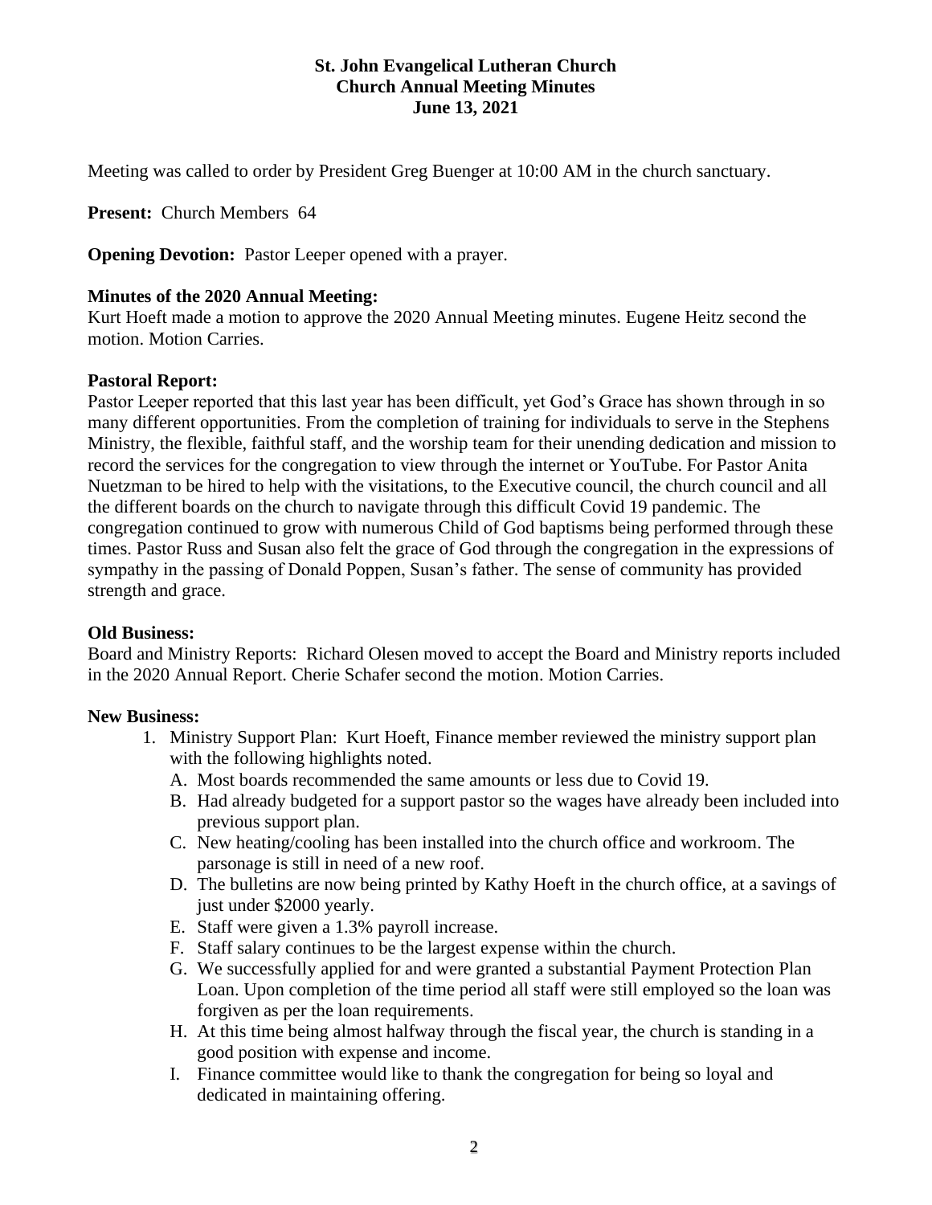**St. John Evangelical Lutheran Church**
**Church Annual Meeting Minutes**
**June 13, 2021**

Meeting was called to order by President Greg Buenger at 10:00 AM in the church sanctuary.

**Present:** Church Members 64

**Opening Devotion:** Pastor Leeper opened with a prayer.

**Minutes of the 2020 Annual Meeting:**
Kurt Hoeft made a motion to approve the 2020 Annual Meeting minutes. Eugene Heitz second the motion. Motion Carries.

**Pastoral Report:**
Pastor Leeper reported that this last year has been difficult, yet God's Grace has shown through in so many different opportunities. From the completion of training for individuals to serve in the Stephens Ministry, the flexible, faithful staff, and the worship team for their unending dedication and mission to record the services for the congregation to view through the internet or YouTube. For Pastor Anita Nuetzman to be hired to help with the visitations, to the Executive council, the church council and all the different boards on the church to navigate through this difficult Covid 19 pandemic. The congregation continued to grow with numerous Child of God baptisms being performed through these times. Pastor Russ and Susan also felt the grace of God through the congregation in the expressions of sympathy in the passing of Donald Poppen, Susan's father. The sense of community has provided strength and grace.

**Old Business:**
Board and Ministry Reports: Richard Olesen moved to accept the Board and Ministry reports included in the 2020 Annual Report. Cherie Schafer second the motion. Motion Carries.

**New Business:**

1. Ministry Support Plan: Kurt Hoeft, Finance member reviewed the ministry support plan with the following highlights noted.
   A. Most boards recommended the same amounts or less due to Covid 19.
   B. Had already budgeted for a support pastor so the wages have already been included into previous support plan.
   C. New heating/cooling has been installed into the church office and workroom. The parsonage is still in need of a new roof.
   D. The bulletins are now being printed by Kathy Hoeft in the church office, at a savings of just under $2000 yearly.
   E. Staff were given a 1.3% payroll increase.
   F. Staff salary continues to be the largest expense within the church.
   G. We successfully applied for and were granted a substantial Payment Protection Plan Loan. Upon completion of the time period all staff were still employed so the loan was forgiven as per the loan requirements.
   H. At this time being almost halfway through the fiscal year, the church is standing in a good position with expense and income.
   I. Finance committee would like to thank the congregation for being so loyal and dedicated in maintaining offering.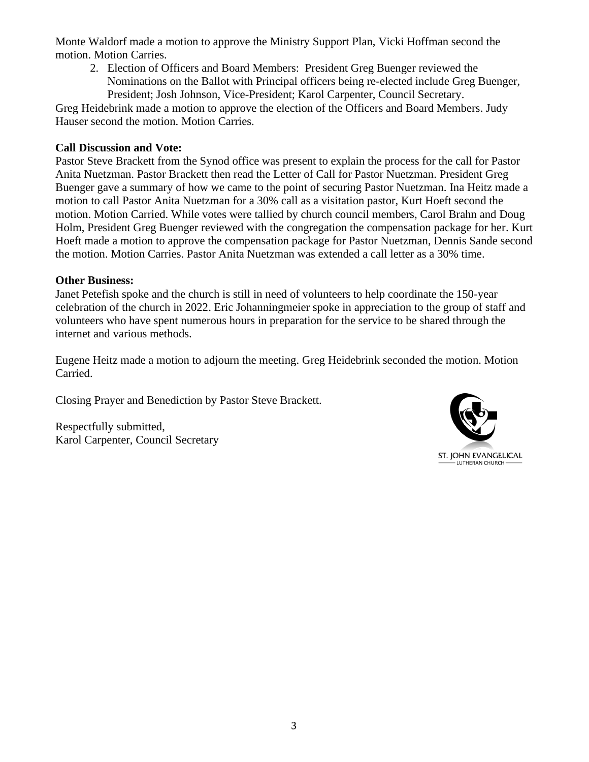Monte Waldorf made a motion to approve the Ministry Support Plan, Vicki Hoffman second the motion. Motion Carries.

2. Election of Officers and Board Members: President Greg Buenger reviewed the Nominations on the Ballot with Principal officers being re-elected include Greg Buenger, President; Josh Johnson, Vice-President; Karol Carpenter, Council Secretary.

Greg Heidebrink made a motion to approve the election of the Officers and Board Members. Judy Hauser second the motion. Motion Carries.

**Call Discussion and Vote:**

Pastor Steve Brackett from the Synod office was present to explain the process for the call for Pastor Anita Nuetzman. Pastor Brackett then read the Letter of Call for Pastor Nuetzman. President Greg Buenger gave a summary of how we came to the point of securing Pastor Nuetzman. Ina Heitz made a motion to call Pastor Anita Nuetzman for a 30% call as a visitation pastor, Kurt Hoeft second the motion. Motion Carried. While votes were tallied by church council members, Carol Brahn and Doug Holm, President Greg Buenger reviewed with the congregation the compensation package for her. Kurt Hoeft made a motion to approve the compensation package for Pastor Nuetzman, Dennis Sande second the motion. Motion Carries. Pastor Anita Nuetzman was extended a call letter as a 30% time.

**Other Business:**

Janet Petefish spoke and the church is still in need of volunteers to help coordinate the 150-year celebration of the church in 2022. Eric Johanningmeier spoke in appreciation to the group of staff and volunteers who have spent numerous hours in preparation for the service to be shared through the internet and various methods.

Eugene Heitz made a motion to adjourn the meeting. Greg Heidebrink seconded the motion. Motion Carried.

Closing Prayer and Benediction by Pastor Steve Brackett.

Respectfully submitted,
Karol Carpenter, Council Secretary

ST. JOHN EVANGELICAL
LUTHERAN CHURCH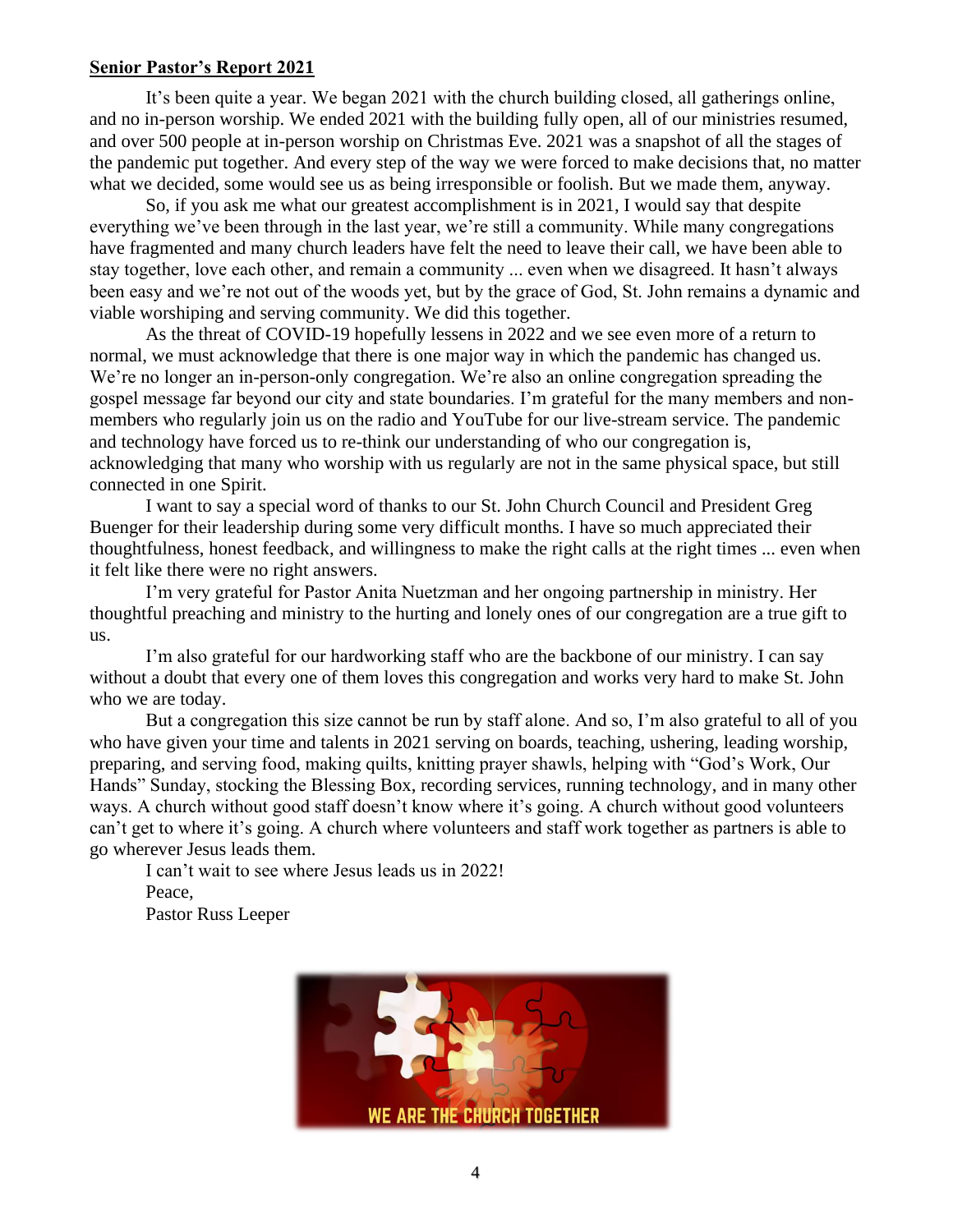**Senior Pastor's Report 2021**

It's been quite a year. We began 2021 with the church building closed, all gatherings online, and no in-person worship. We ended 2021 with the building fully open, all of our ministries resumed, and over 500 people at in-person worship on Christmas Eve. 2021 was a snapshot of all the stages of the pandemic put together. And every step of the way we were forced to make decisions that, no matter what we decided, some would see us as being irresponsible or foolish. But we made them, anyway.

So, if you ask me what our greatest accomplishment is in 2021, I would say that despite everything we've been through in the last year, we're still a community. While many congregations have fragmented and many church leaders have felt the need to leave their call, we have been able to stay together, love each other, and remain a community ... even when we disagreed. It hasn't always been easy and we're not out of the woods yet, but by the grace of God, St. John remains a dynamic and viable worshiping and serving community. We did this together.

As the threat of COVID-19 hopefully lessens in 2022 and we see even more of a return to normal, we must acknowledge that there is one major way in which the pandemic has changed us. We're no longer an in-person-only congregation. We're also an online congregation spreading the gospel message far beyond our city and state boundaries. I'm grateful for the many members and non-members who regularly join us on the radio and YouTube for our live-stream service. The pandemic and technology have forced us to re-think our understanding of who our congregation is, acknowledging that many who worship with us regularly are not in the same physical space, but still connected in one Spirit.

I want to say a special word of thanks to our St. John Church Council and President Greg Buenger for their leadership during some very difficult months. I have so much appreciated their thoughtfulness, honest feedback, and willingness to make the right calls at the right times ... even when it felt like there were no right answers.

I'm very grateful for Pastor Anita Nuetzman and her ongoing partnership in ministry. Her thoughtful preaching and ministry to the hurting and lonely ones of our congregation are a true gift to us.

I'm also grateful for our hardworking staff who are the backbone of our ministry. I can say without a doubt that every one of them loves this congregation and works very hard to make St. John who we are today.

But a congregation this size cannot be run by staff alone. And so, I'm also grateful to all of you who have given your time and talents in 2021 serving on boards, teaching, ushering, leading worship, preparing, and serving food, making quilts, knitting prayer shawls, helping with "God's Work, Our Hands" Sunday, stocking the Blessing Box, recording services, running technology, and in many other ways. A church without good staff doesn't know where it's going. A church without good volunteers can't get to where it's going. A church where volunteers and staff work together as partners is able to go wherever Jesus leads them.

I can't wait to see where Jesus leads us in 2022!

Peace,

Pastor Russ Leeper

WE ARE THE CHURCH TOGETHER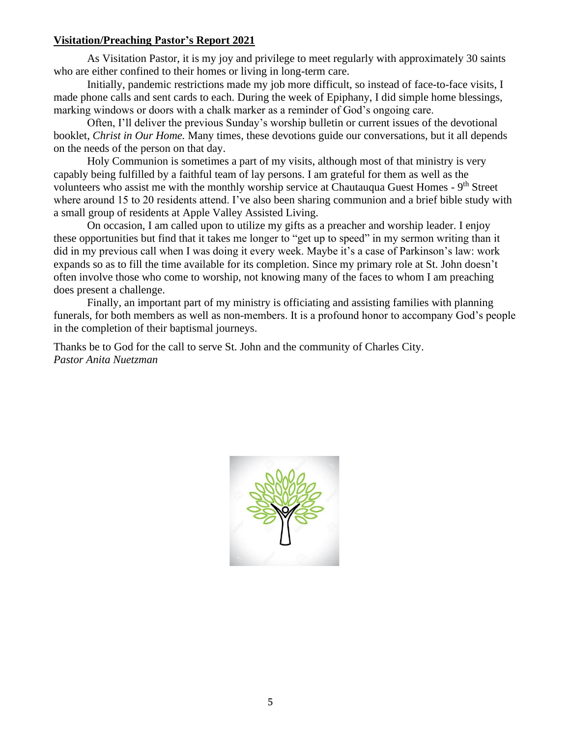**Visitation/Preaching Pastor's Report 2021**

As Visitation Pastor, it is my joy and privilege to meet regularly with approximately 30 saints who are either confined to their homes or living in long-term care.

Initially, pandemic restrictions made my job more difficult, so instead of face-to-face visits, I made phone calls and sent cards to each. During the week of Epiphany, I did simple home blessings, marking windows or doors with a chalk marker as a reminder of God's ongoing care.

Often, I'll deliver the previous Sunday's worship bulletin or current issues of the devotional booklet, *Christ in Our Home.* Many times, these devotions guide our conversations, but it all depends on the needs of the person on that day.

Holy Communion is sometimes a part of my visits, although most of that ministry is very capably being fulfilled by a faithful team of lay persons. I am grateful for them as well as the volunteers who assist me with the monthly worship service at Chautauqua Guest Homes - 9th Street where around 15 to 20 residents attend. I've also been sharing communion and a brief bible study with a small group of residents at Apple Valley Assisted Living.

On occasion, I am called upon to utilize my gifts as a preacher and worship leader. I enjoy these opportunities but find that it takes me longer to "get up to speed" in my sermon writing than it did in my previous call when I was doing it every week. Maybe it's a case of Parkinson's law: work expands so as to fill the time available for its completion. Since my primary role at St. John doesn't often involve those who come to worship, not knowing many of the faces to whom I am preaching does present a challenge.

Finally, an important part of my ministry is officiating and assisting families with planning funerals, for both members as well as non-members. It is a profound honor to accompany God's people in the completion of their baptismal journeys.

Thanks be to God for the call to serve St. John and the community of Charles City.
*Pastor Anita Nuetzman*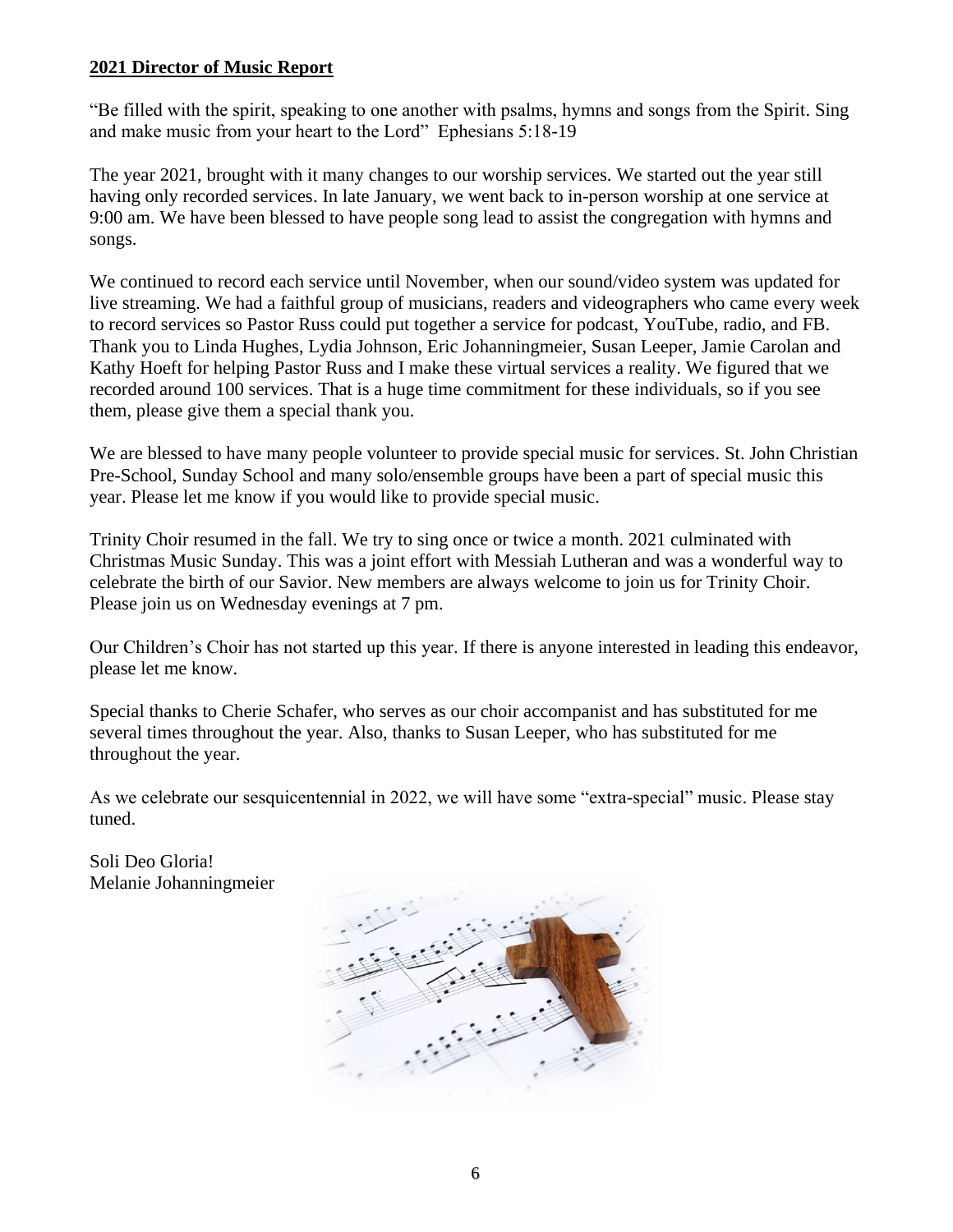**2021 Director of Music Report**

"Be filled with the spirit, speaking to one another with psalms, hymns and songs from the Spirit. Sing and make music from your heart to the Lord" Ephesians 5:18-19

The year 2021, brought with it many changes to our worship services. We started out the year still having only recorded services. In late January, we went back to in-person worship at one service at 9:00 am. We have been blessed to have people song lead to assist the congregation with hymns and songs.

We continued to record each service until November, when our sound/video system was updated for live streaming. We had a faithful group of musicians, readers and videographers who came every week to record services so Pastor Russ could put together a service for podcast, YouTube, radio, and FB. Thank you to Linda Hughes, Lydia Johnson, Eric Johanningmeier, Susan Leeper, Jamie Carolan and Kathy Hoeft for helping Pastor Russ and I make these virtual services a reality. We figured that we recorded around 100 services. That is a huge time commitment for these individuals, so if you see them, please give them a special thank you.

We are blessed to have many people volunteer to provide special music for services. St. John Christian Pre-School, Sunday School and many solo/ensemble groups have been a part of special music this year. Please let me know if you would like to provide special music.

Trinity Choir resumed in the fall. We try to sing once or twice a month. 2021 culminated with Christmas Music Sunday. This was a joint effort with Messiah Lutheran and was a wonderful way to celebrate the birth of our Savior. New members are always welcome to join us for Trinity Choir. Please join us on Wednesday evenings at 7 pm.

Our Children's Choir has not started up this year. If there is anyone interested in leading this endeavor, please let me know.

Special thanks to Cherie Schafer, who serves as our choir accompanist and has substituted for me several times throughout the year. Also, thanks to Susan Leeper, who has substituted for me throughout the year.

As we celebrate our sesquicentennial in 2022, we will have some "extra-special" music. Please stay tuned.

Soli Deo Gloria!
Melanie Johanningmeier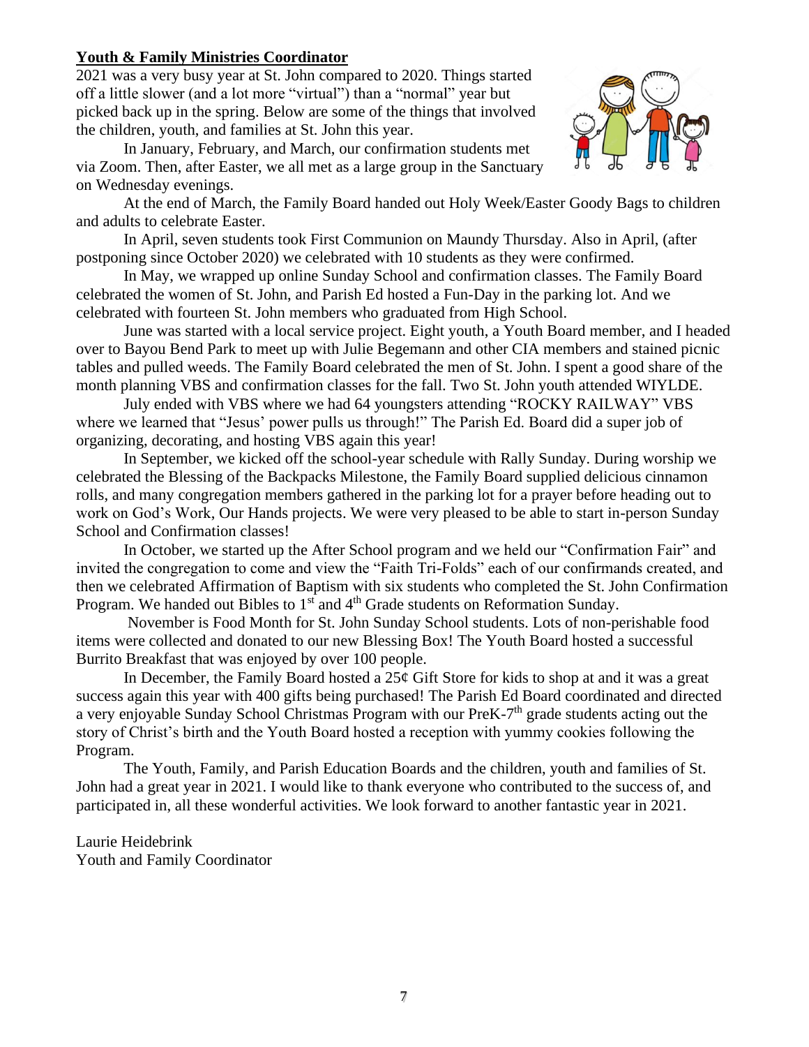**Youth & Family Ministries Coordinator**

2021 was a very busy year at St. John compared to 2020. Things started off a little slower (and a lot more "virtual") than a "normal" year but picked back up in the spring. Below are some of the things that involved the children, youth, and families at St. John this year.

In January, February, and March, our confirmation students met via Zoom. Then, after Easter, we all met as a large group in the Sanctuary on Wednesday evenings.

At the end of March, the Family Board handed out Holy Week/Easter Goody Bags to children and adults to celebrate Easter.

In April, seven students took First Communion on Maundy Thursday. Also in April, (after postponing since October 2020) we celebrated with 10 students as they were confirmed.

In May, we wrapped up online Sunday School and confirmation classes. The Family Board celebrated the women of St. John, and Parish Ed hosted a Fun-Day in the parking lot. And we celebrated with fourteen St. John members who graduated from High School.

June was started with a local service project. Eight youth, a Youth Board member, and I headed over to Bayou Bend Park to meet up with Julie Begemann and other CIA members and stained picnic tables and pulled weeds. The Family Board celebrated the men of St. John. I spent a good share of the month planning VBS and confirmation classes for the fall. Two St. John youth attended WIYLDE.

July ended with VBS where we had 64 youngsters attending "ROCKY RAILWAY" VBS where we learned that "Jesus' power pulls us through!" The Parish Ed. Board did a super job of organizing, decorating, and hosting VBS again this year!

In September, we kicked off the school-year schedule with Rally Sunday. During worship we celebrated the Blessing of the Backpacks Milestone, the Family Board supplied delicious cinnamon rolls, and many congregation members gathered in the parking lot for a prayer before heading out to work on God's Work, Our Hands projects. We were very pleased to be able to start in-person Sunday School and Confirmation classes!

In October, we started up the After School program and we held our "Confirmation Fair" and invited the congregation to come and view the "Faith Tri-Folds" each of our confirmands created, and then we celebrated Affirmation of Baptism with six students who completed the St. John Confirmation Program. We handed out Bibles to 1st and 4th Grade students on Reformation Sunday.

November is Food Month for St. John Sunday School students. Lots of non-perishable food items were collected and donated to our new Blessing Box! The Youth Board hosted a successful Burrito Breakfast that was enjoyed by over 100 people.

In December, the Family Board hosted a 25¢ Gift Store for kids to shop at and it was a great success again this year with 400 gifts being purchased! The Parish Ed Board coordinated and directed a very enjoyable Sunday School Christmas Program with our PreK-7th grade students acting out the story of Christ's birth and the Youth Board hosted a reception with yummy cookies following the Program.

The Youth, Family, and Parish Education Boards and the children, youth and families of St. John had a great year in 2021. I would like to thank everyone who contributed to the success of, and participated in, all these wonderful activities. We look forward to another fantastic year in 2021.

Laurie Heidebrink
Youth and Family Coordinator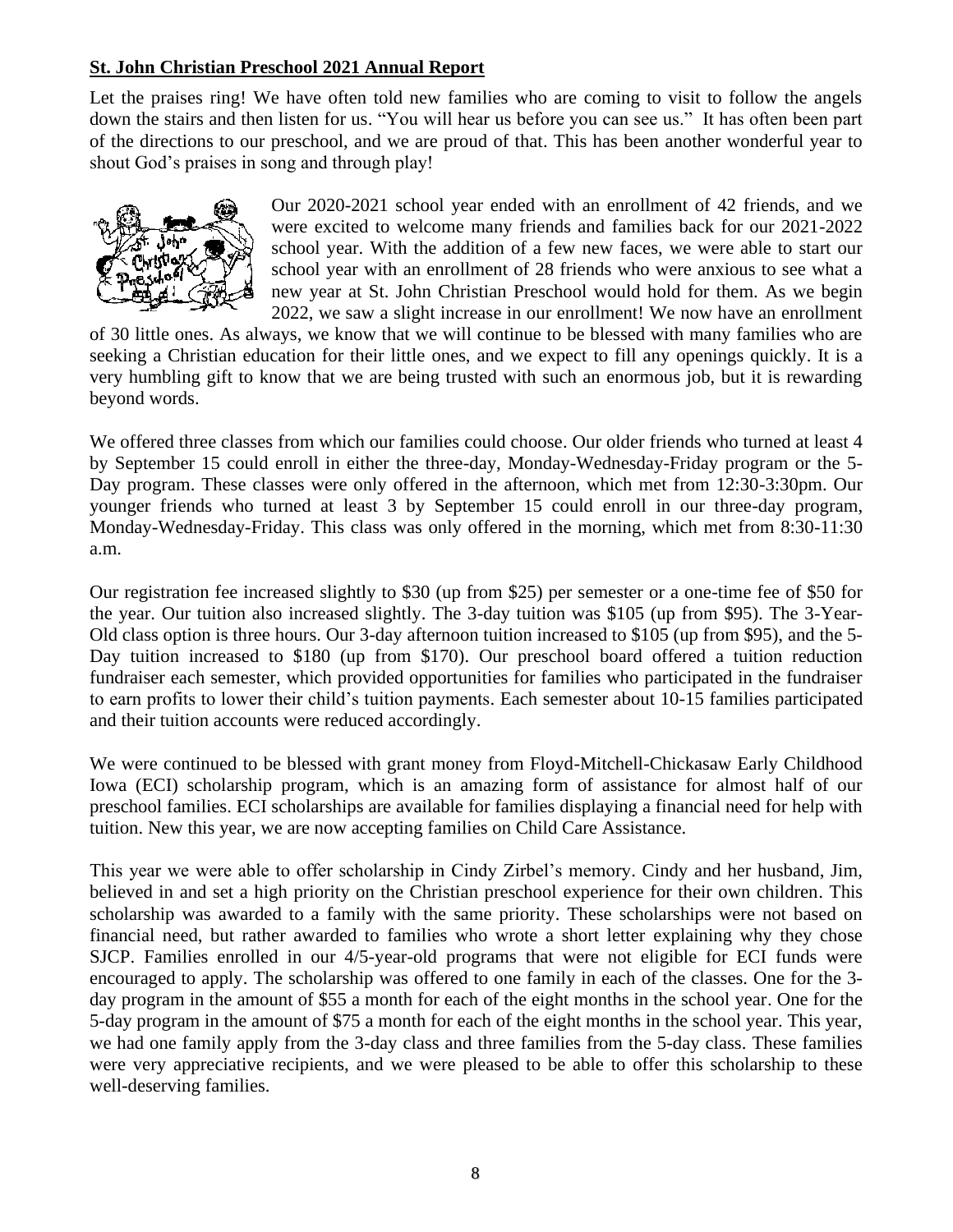**St. John Christian Preschool 2021 Annual Report**

Let the praises ring! We have often told new families who are coming to visit to follow the angels down the stairs and then listen for us. "You will hear us before you can see us." It has often been part of the directions to our preschool, and we are proud of that. This has been another wonderful year to shout God's praises in song and through play!

Our 2020-2021 school year ended with an enrollment of 42 friends, and we were excited to welcome many friends and families back for our 2021-2022 school year. With the addition of a few new faces, we were able to start our school year with an enrollment of 28 friends who were anxious to see what a new year at St. John Christian Preschool would hold for them. As we begin 2022, we saw a slight increase in our enrollment! We now have an enrollment of 30 little ones. As always, we know that we will continue to be blessed with many families who are seeking a Christian education for their little ones, and we expect to fill any openings quickly. It is a very humbling gift to know that we are being trusted with such an enormous job, but it is rewarding beyond words.

We offered three classes from which our families could choose. Our older friends who turned at least 4 by September 15 could enroll in either the three-day, Monday-Wednesday-Friday program or the 5-Day program. These classes were only offered in the afternoon, which met from 12:30-3:30pm. Our younger friends who turned at least 3 by September 15 could enroll in our three-day program, Monday-Wednesday-Friday. This class was only offered in the morning, which met from 8:30-11:30 a.m.

Our registration fee increased slightly to $30 (up from $25) per semester or a one-time fee of $50 for the year. Our tuition also increased slightly. The 3-day tuition was $105 (up from $95). The 3-Year-Old class option is three hours. Our 3-day afternoon tuition increased to $105 (up from $95), and the 5-Day tuition increased to $180 (up from $170). Our preschool board offered a tuition reduction fundraiser each semester, which provided opportunities for families who participated in the fundraiser to earn profits to lower their child's tuition payments. Each semester about 10-15 families participated and their tuition accounts were reduced accordingly.

We were continued to be blessed with grant money from Floyd-Mitchell-Chickasaw Early Childhood Iowa (ECI) scholarship program, which is an amazing form of assistance for almost half of our preschool families. ECI scholarships are available for families displaying a financial need for help with tuition. New this year, we are now accepting families on Child Care Assistance.

This year we were able to offer scholarship in Cindy Zirbel's memory. Cindy and her husband, Jim, believed in and set a high priority on the Christian preschool experience for their own children. This scholarship was awarded to a family with the same priority. These scholarships were not based on financial need, but rather awarded to families who wrote a short letter explaining why they chose SJCP. Families enrolled in our 4/5-year-old programs that were not eligible for ECI funds were encouraged to apply. The scholarship was offered to one family in each of the classes. One for the 3-day program in the amount of $55 a month for each of the eight months in the school year. One for the 5-day program in the amount of $75 a month for each of the eight months in the school year. This year, we had one family apply from the 3-day class and three families from the 5-day class. These families were very appreciative recipients, and we were pleased to be able to offer this scholarship to these well-deserving families.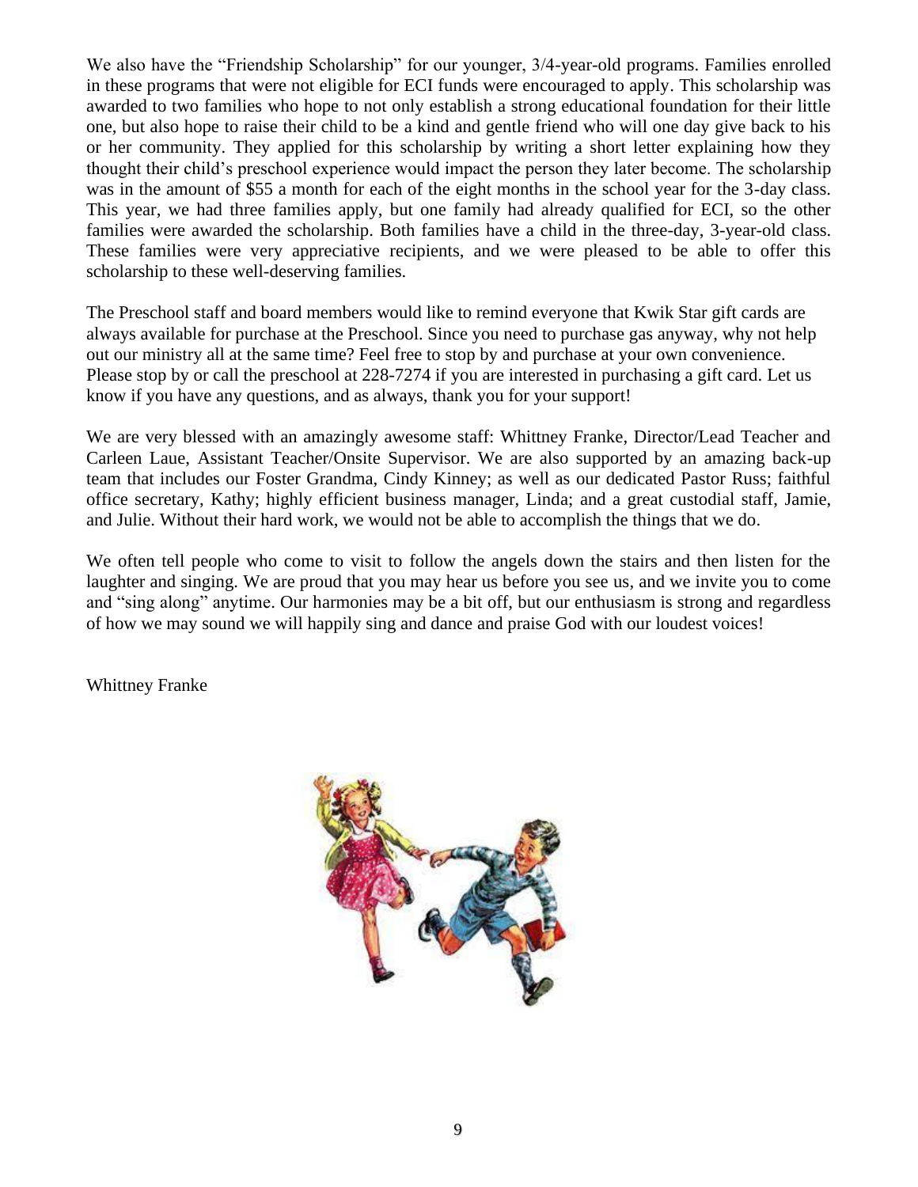We also have the "Friendship Scholarship" for our younger, 3/4-year-old programs. Families enrolled in these programs that were not eligible for ECI funds were encouraged to apply. This scholarship was awarded to two families who hope to not only establish a strong educational foundation for their little one, but also hope to raise their child to be a kind and gentle friend who will one day give back to his or her community. They applied for this scholarship by writing a short letter explaining how they thought their child's preschool experience would impact the person they later become. The scholarship was in the amount of $55 a month for each of the eight months in the school year for the 3-day class. This year, we had three families apply, but one family had already qualified for ECI, so the other families were awarded the scholarship. Both families have a child in the three-day, 3-year-old class. These families were very appreciative recipients, and we were pleased to be able to offer this scholarship to these well-deserving families.

The Preschool staff and board members would like to remind everyone that Kwik Star gift cards are always available for purchase at the Preschool. Since you need to purchase gas anyway, why not help out our ministry all at the same time? Feel free to stop by and purchase at your own convenience. Please stop by or call the preschool at 228-7274 if you are interested in purchasing a gift card. Let us know if you have any questions, and as always, thank you for your support!

We are very blessed with an amazingly awesome staff: Whittney Franke, Director/Lead Teacher and Carleen Laue, Assistant Teacher/Onsite Supervisor. We are also supported by an amazing back-up team that includes our Foster Grandma, Cindy Kinney; as well as our dedicated Pastor Russ; faithful office secretary, Kathy; highly efficient business manager, Linda; and a great custodial staff, Jamie, and Julie. Without their hard work, we would not be able to accomplish the things that we do.

We often tell people who come to visit to follow the angels down the stairs and then listen for the laughter and singing. We are proud that you may hear us before you see us, and we invite you to come and "sing along" anytime. Our harmonies may be a bit off, but our enthusiasm is strong and regardless of how we may sound we will happily sing and dance and praise God with our loudest voices!

Whittney Franke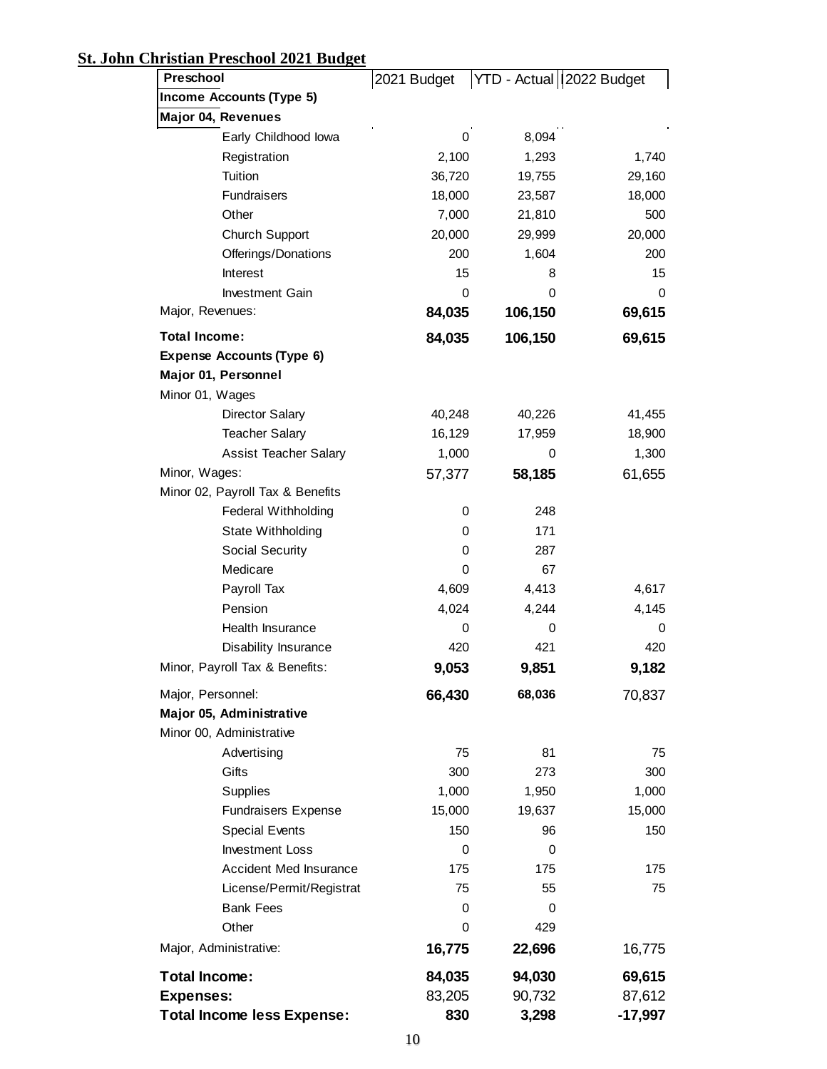**St. John Christian Preschool 2021 Budget**

| Preschool | 2021 Budget | YTD - Actual | 2022 Budget |
|---|---|---|---|
| **Income Accounts (Type 5)** | | | |
| **Major 04, Revenues** | | | |
| Early Childhood Iowa | 0 | 8,094 | |
| Registration | 2,100 | 1,293 | 1,740 |
| Tuition | 36,720 | 19,755 | 29,160 |
| Fundraisers | 18,000 | 23,587 | 18,000 |
| Other | 7,000 | 21,810 | 500 |
| Church Support | 20,000 | 29,999 | 20,000 |
| Offerings/Donations | 200 | 1,604 | 200 |
| Interest | 15 | 8 | 15 |
| Investment Gain | 0 | 0 | 0 |
| Major, Revenues: | **84,035** | **106,150** | **69,615** |
| **Total Income:** | **84,035** | **106,150** | **69,615** |
| **Expense Accounts (Type 6)** | | | |
| **Major 01, Personnel** | | | |
| Minor 01, Wages | | | |
| Director Salary | 40,248 | 40,226 | 41,455 |
| Teacher Salary | 16,129 | 17,959 | 18,900 |
| Assist Teacher Salary | 1,000 | 0 | 1,300 |
| Minor, Wages: | 57,377 | **58,185** | 61,655 |
| Minor 02, Payroll Tax & Benefits | | | |
| Federal Withholding | 0 | 248 | |
| State Withholding | 0 | 171 | |
| Social Security | 0 | 287 | |
| Medicare | 0 | 67 | |
| Payroll Tax | 4,609 | 4,413 | 4,617 |
| Pension | 4,024 | 4,244 | 4,145 |
| Health Insurance | 0 | 0 | 0 |
| Disability Insurance | 420 | 421 | 420 |
| Minor, Payroll Tax & Benefits: | **9,053** | **9,851** | **9,182** |
| Major, Personnel: | **66,430** | **68,036** | 70,837 |
| **Major 05, Administrative** | | | |
| Minor 00, Administrative | | | |
| Advertising | 75 | 81 | 75 |
| Gifts | 300 | 273 | 300 |
| Supplies | 1,000 | 1,950 | 1,000 |
| Fundraisers Expense | 15,000 | 19,637 | 15,000 |
| Special Events | 150 | 96 | 150 |
| Investment Loss | 0 | 0 | |
| Accident Med Insurance | 175 | 175 | 175 |
| License/Permit/Registrat | 75 | 55 | 75 |
| Bank Fees | 0 | 0 | |
| Other | 0 | 429 | |
| Major, Administrative: | **16,775** | **22,696** | 16,775 |
| **Total Income:** | **84,035** | **94,030** | **69,615** |
| **Expenses:** | 83,205 | 90,732 | 87,612 |
| **Total Income less Expense:** | **830** | **3,298** | **-17,997** |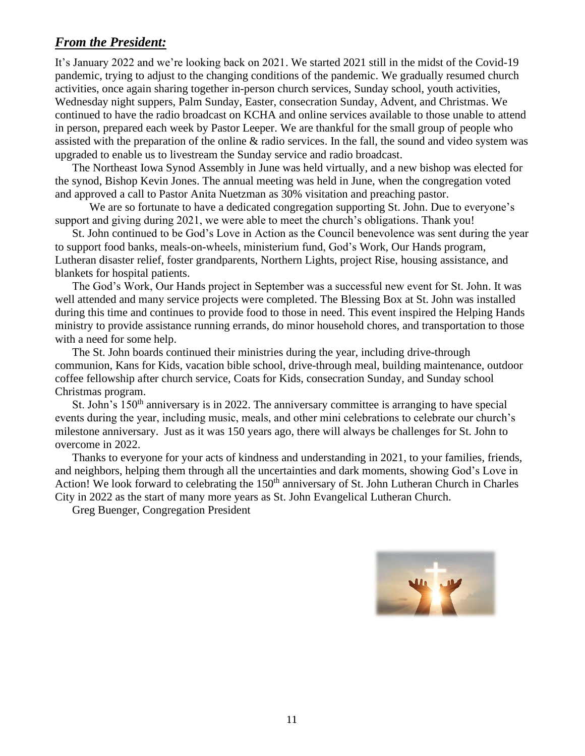## ***From the President:***

It's January 2022 and we're looking back on 2021. We started 2021 still in the midst of the Covid-19 pandemic, trying to adjust to the changing conditions of the pandemic. We gradually resumed church activities, once again sharing together in-person church services, Sunday school, youth activities, Wednesday night suppers, Palm Sunday, Easter, consecration Sunday, Advent, and Christmas. We continued to have the radio broadcast on KCHA and online services available to those unable to attend in person, prepared each week by Pastor Leeper. We are thankful for the small group of people who assisted with the preparation of the online & radio services. In the fall, the sound and video system was upgraded to enable us to livestream the Sunday service and radio broadcast.

The Northeast Iowa Synod Assembly in June was held virtually, and a new bishop was elected for the synod, Bishop Kevin Jones. The annual meeting was held in June, when the congregation voted and approved a call to Pastor Anita Nuetzman as 30% visitation and preaching pastor.

We are so fortunate to have a dedicated congregation supporting St. John. Due to everyone's support and giving during 2021, we were able to meet the church's obligations. Thank you!

St. John continued to be God's Love in Action as the Council benevolence was sent during the year to support food banks, meals-on-wheels, ministerium fund, God's Work, Our Hands program, Lutheran disaster relief, foster grandparents, Northern Lights, project Rise, housing assistance, and blankets for hospital patients.

The God's Work, Our Hands project in September was a successful new event for St. John. It was well attended and many service projects were completed. The Blessing Box at St. John was installed during this time and continues to provide food to those in need. This event inspired the Helping Hands ministry to provide assistance running errands, do minor household chores, and transportation to those with a need for some help.

The St. John boards continued their ministries during the year, including drive-through communion, Kans for Kids, vacation bible school, drive-through meal, building maintenance, outdoor coffee fellowship after church service, Coats for Kids, consecration Sunday, and Sunday school Christmas program.

St. John's 150th anniversary is in 2022. The anniversary committee is arranging to have special events during the year, including music, meals, and other mini celebrations to celebrate our church's milestone anniversary. Just as it was 150 years ago, there will always be challenges for St. John to overcome in 2022.

Thanks to everyone for your acts of kindness and understanding in 2021, to your families, friends, and neighbors, helping them through all the uncertainties and dark moments, showing God's Love in Action! We look forward to celebrating the 150th anniversary of St. John Lutheran Church in Charles City in 2022 as the start of many more years as St. John Evangelical Lutheran Church.

Greg Buenger, Congregation President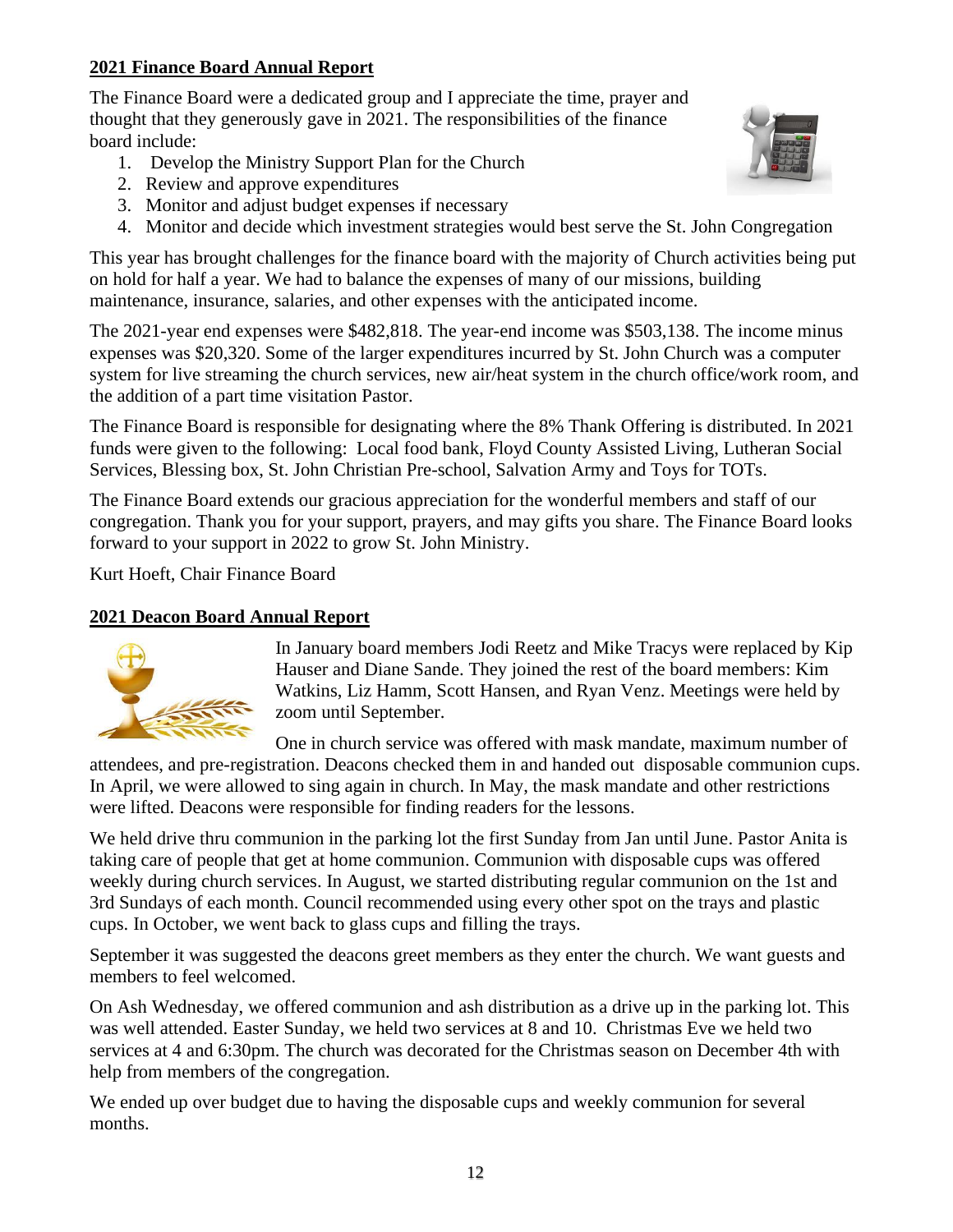## 2021 Finance Board Annual Report

The Finance Board were a dedicated group and I appreciate the time, prayer and thought that they generously gave in 2021. The responsibilities of the finance board include:

1. Develop the Ministry Support Plan for the Church
2. Review and approve expenditures
3. Monitor and adjust budget expenses if necessary
4. Monitor and decide which investment strategies would best serve the St. John Congregation

This year has brought challenges for the finance board with the majority of Church activities being put on hold for half a year. We had to balance the expenses of many of our missions, building maintenance, insurance, salaries, and other expenses with the anticipated income.

The 2021-year end expenses were $482,818. The year-end income was $503,138. The income minus expenses was $20,320. Some of the larger expenditures incurred by St. John Church was a computer system for live streaming the church services, new air/heat system in the church office/work room, and the addition of a part time visitation Pastor.

The Finance Board is responsible for designating where the 8% Thank Offering is distributed. In 2021 funds were given to the following: Local food bank, Floyd County Assisted Living, Lutheran Social Services, Blessing box, St. John Christian Pre-school, Salvation Army and Toys for TOTs.

The Finance Board extends our gracious appreciation for the wonderful members and staff of our congregation. Thank you for your support, prayers, and may gifts you share. The Finance Board looks forward to your support in 2022 to grow St. John Ministry.

Kurt Hoeft, Chair Finance Board

## 2021 Deacon Board Annual Report

In January board members Jodi Reetz and Mike Tracys were replaced by Kip Hauser and Diane Sande. They joined the rest of the board members: Kim Watkins, Liz Hamm, Scott Hansen, and Ryan Venz. Meetings were held by zoom until September.

One in church service was offered with mask mandate, maximum number of attendees, and pre-registration. Deacons checked them in and handed out disposable communion cups. In April, we were allowed to sing again in church. In May, the mask mandate and other restrictions were lifted. Deacons were responsible for finding readers for the lessons.

We held drive thru communion in the parking lot the first Sunday from Jan until June. Pastor Anita is taking care of people that get at home communion. Communion with disposable cups was offered weekly during church services. In August, we started distributing regular communion on the 1st and 3rd Sundays of each month. Council recommended using every other spot on the trays and plastic cups. In October, we went back to glass cups and filling the trays.

September it was suggested the deacons greet members as they enter the church. We want guests and members to feel welcomed.

On Ash Wednesday, we offered communion and ash distribution as a drive up in the parking lot. This was well attended. Easter Sunday, we held two services at 8 and 10. Christmas Eve we held two services at 4 and 6:30pm. The church was decorated for the Christmas season on December 4th with help from members of the congregation.

We ended up over budget due to having the disposable cups and weekly communion for several months.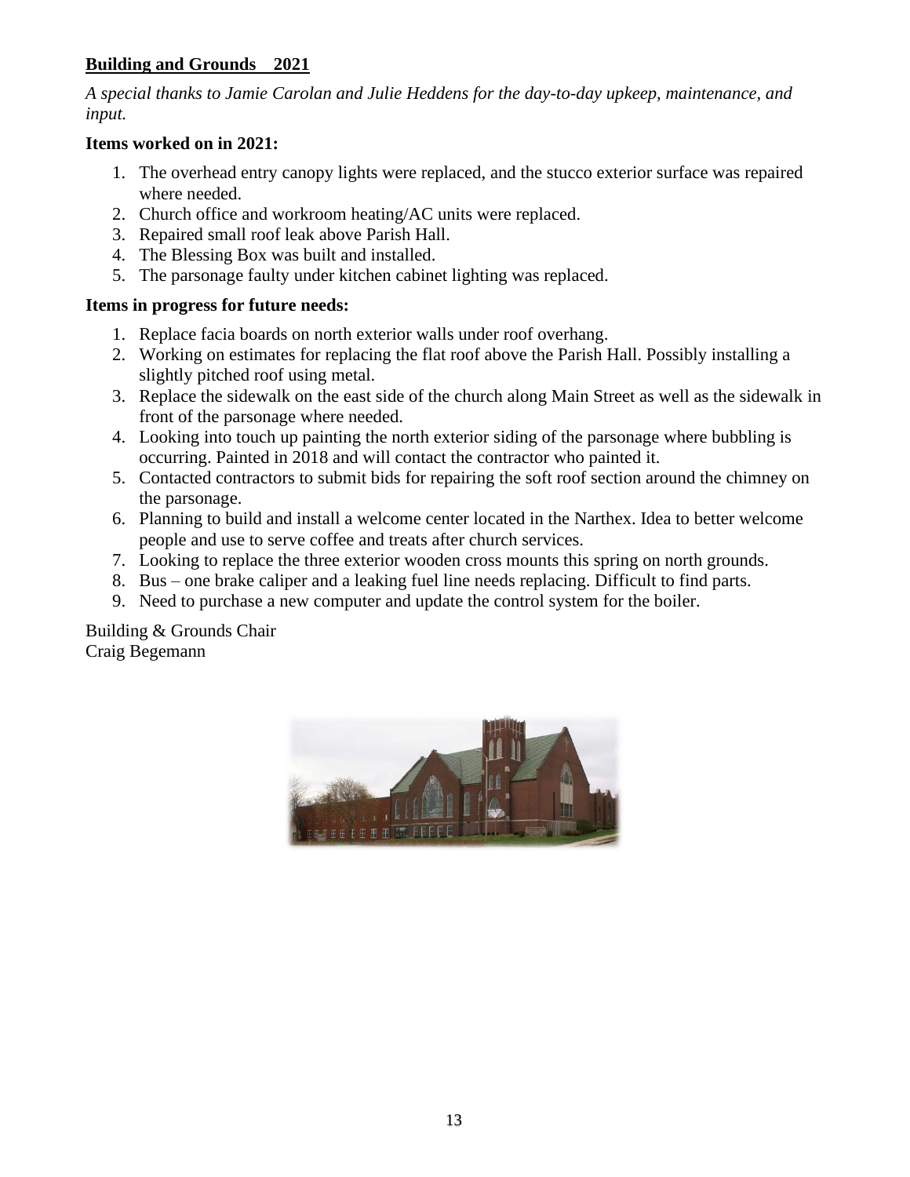## Building and Grounds 2021

*A special thanks to Jamie Carolan and Julie Heddens for the day-to-day upkeep, maintenance, and input.*

**Items worked on in 2021:**

1. The overhead entry canopy lights were replaced, and the stucco exterior surface was repaired where needed.
2. Church office and workroom heating/AC units were replaced.
3. Repaired small roof leak above Parish Hall.
4. The Blessing Box was built and installed.
5. The parsonage faulty under kitchen cabinet lighting was replaced.

**Items in progress for future needs:**

1. Replace facia boards on north exterior walls under roof overhang.
2. Working on estimates for replacing the flat roof above the Parish Hall. Possibly installing a slightly pitched roof using metal.
3. Replace the sidewalk on the east side of the church along Main Street as well as the sidewalk in front of the parsonage where needed.
4. Looking into touch up painting the north exterior siding of the parsonage where bubbling is occurring. Painted in 2018 and will contact the contractor who painted it.
5. Contacted contractors to submit bids for repairing the soft roof section around the chimney on the parsonage.
6. Planning to build and install a welcome center located in the Narthex. Idea to better welcome people and use to serve coffee and treats after church services.
7. Looking to replace the three exterior wooden cross mounts this spring on north grounds.
8. Bus – one brake caliper and a leaking fuel line needs replacing. Difficult to find parts.
9. Need to purchase a new computer and update the control system for the boiler.

Building & Grounds Chair
Craig Begemann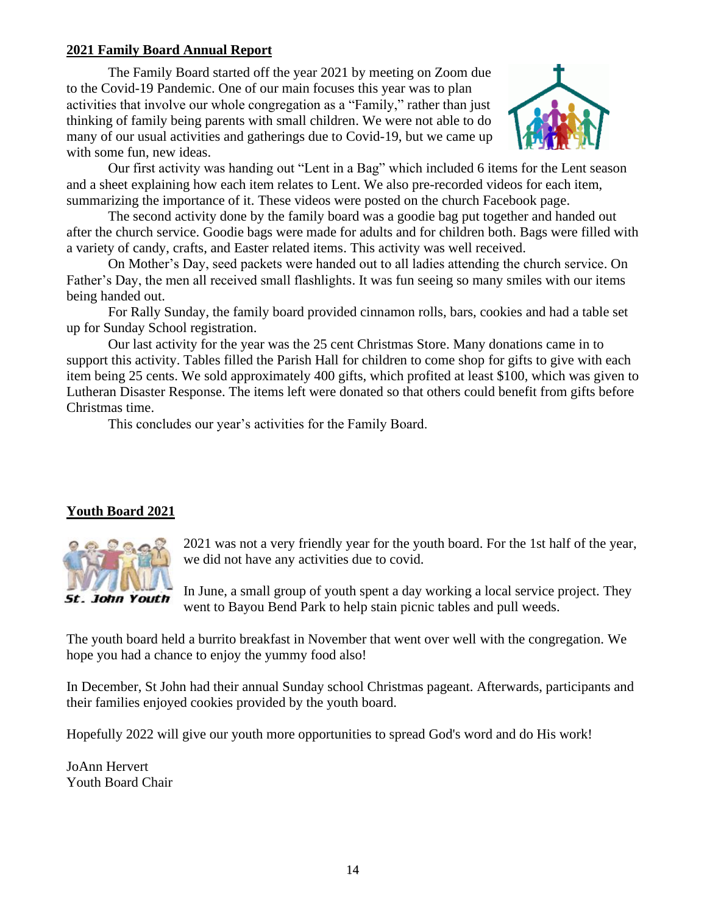## 2021 Family Board Annual Report

The Family Board started off the year 2021 by meeting on Zoom due to the Covid-19 Pandemic. One of our main focuses this year was to plan activities that involve our whole congregation as a "Family," rather than just thinking of family being parents with small children. We were not able to do many of our usual activities and gatherings due to Covid-19, but we came up with some fun, new ideas.

Our first activity was handing out "Lent in a Bag" which included 6 items for the Lent season and a sheet explaining how each item relates to Lent. We also pre-recorded videos for each item, summarizing the importance of it. These videos were posted on the church Facebook page.

The second activity done by the family board was a goodie bag put together and handed out after the church service. Goodie bags were made for adults and for children both. Bags were filled with a variety of candy, crafts, and Easter related items. This activity was well received.

On Mother's Day, seed packets were handed out to all ladies attending the church service. On Father's Day, the men all received small flashlights. It was fun seeing so many smiles with our items being handed out.

For Rally Sunday, the family board provided cinnamon rolls, bars, cookies and had a table set up for Sunday School registration.

Our last activity for the year was the 25 cent Christmas Store. Many donations came in to support this activity. Tables filled the Parish Hall for children to come shop for gifts to give with each item being 25 cents. We sold approximately 400 gifts, which profited at least $100, which was given to Lutheran Disaster Response. The items left were donated so that others could benefit from gifts before Christmas time.

This concludes our year's activities for the Family Board.

## Youth Board 2021

St. John Youth

2021 was not a very friendly year for the youth board. For the 1st half of the year, we did not have any activities due to covid.

In June, a small group of youth spent a day working a local service project. They went to Bayou Bend Park to help stain picnic tables and pull weeds.

The youth board held a burrito breakfast in November that went over well with the congregation. We hope you had a chance to enjoy the yummy food also!

In December, St John had their annual Sunday school Christmas pageant. Afterwards, participants and their families enjoyed cookies provided by the youth board.

Hopefully 2022 will give our youth more opportunities to spread God's word and do His work!

JoAnn Hervert
Youth Board Chair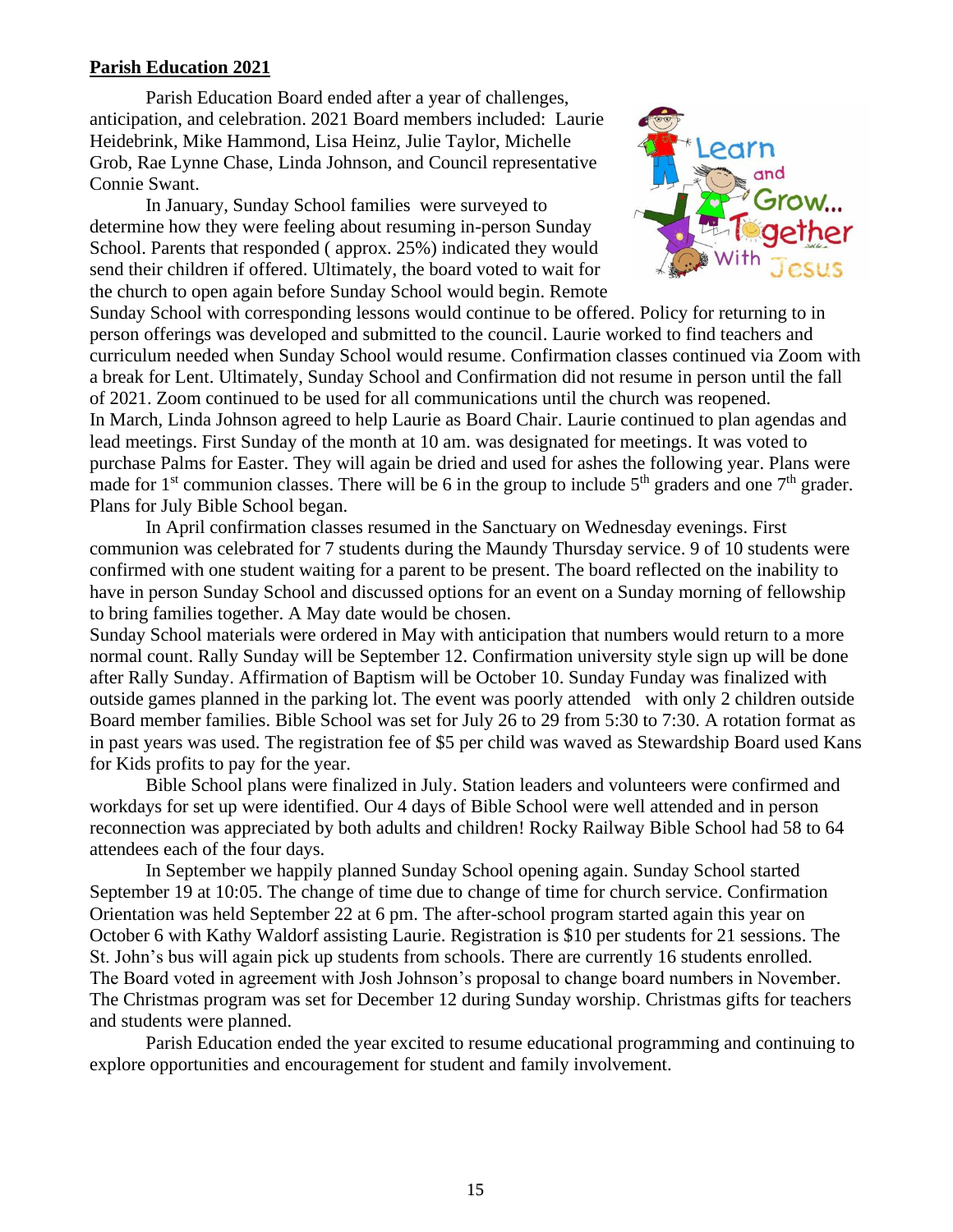**Parish Education 2021**

Parish Education Board ended after a year of challenges, anticipation, and celebration. 2021 Board members included: Laurie Heidebrink, Mike Hammond, Lisa Heinz, Julie Taylor, Michelle Grob, Rae Lynne Chase, Linda Johnson, and Council representative Connie Swant.

In January, Sunday School families were surveyed to determine how they were feeling about resuming in-person Sunday School. Parents that responded ( approx. 25%) indicated they would send their children if offered. Ultimately, the board voted to wait for the church to open again before Sunday School would begin. Remote Sunday School with corresponding lessons would continue to be offered. Policy for returning to in person offerings was developed and submitted to the council. Laurie worked to find teachers and curriculum needed when Sunday School would resume. Confirmation classes continued via Zoom with a break for Lent. Ultimately, Sunday School and Confirmation did not resume in person until the fall of 2021. Zoom continued to be used for all communications until the church was reopened.

In March, Linda Johnson agreed to help Laurie as Board Chair. Laurie continued to plan agendas and lead meetings. First Sunday of the month at 10 am. was designated for meetings. It was voted to purchase Palms for Easter. They will again be dried and used for ashes the following year. Plans were made for 1st communion classes. There will be 6 in the group to include 5th graders and one 7th grader. Plans for July Bible School began.

In April confirmation classes resumed in the Sanctuary on Wednesday evenings. First communion was celebrated for 7 students during the Maundy Thursday service. 9 of 10 students were confirmed with one student waiting for a parent to be present. The board reflected on the inability to have in person Sunday School and discussed options for an event on a Sunday morning of fellowship to bring families together. A May date would be chosen.

Sunday School materials were ordered in May with anticipation that numbers would return to a more normal count. Rally Sunday will be September 12. Confirmation university style sign up will be done after Rally Sunday. Affirmation of Baptism will be October 10. Sunday Funday was finalized with outside games planned in the parking lot. The event was poorly attended with only 2 children outside Board member families. Bible School was set for July 26 to 29 from 5:30 to 7:30. A rotation format as in past years was used. The registration fee of $5 per child was waved as Stewardship Board used Kans for Kids profits to pay for the year.

Bible School plans were finalized in July. Station leaders and volunteers were confirmed and workdays for set up were identified. Our 4 days of Bible School were well attended and in person reconnection was appreciated by both adults and children! Rocky Railway Bible School had 58 to 64 attendees each of the four days.

In September we happily planned Sunday School opening again. Sunday School started September 19 at 10:05. The change of time due to change of time for church service. Confirmation Orientation was held September 22 at 6 pm. The after-school program started again this year on October 6 with Kathy Waldorf assisting Laurie. Registration is $10 per students for 21 sessions. The St. John's bus will again pick up students from schools. There are currently 16 students enrolled. The Board voted in agreement with Josh Johnson's proposal to change board numbers in November. The Christmas program was set for December 12 during Sunday worship. Christmas gifts for teachers and students were planned.

Parish Education ended the year excited to resume educational programming and continuing to explore opportunities and encouragement for student and family involvement.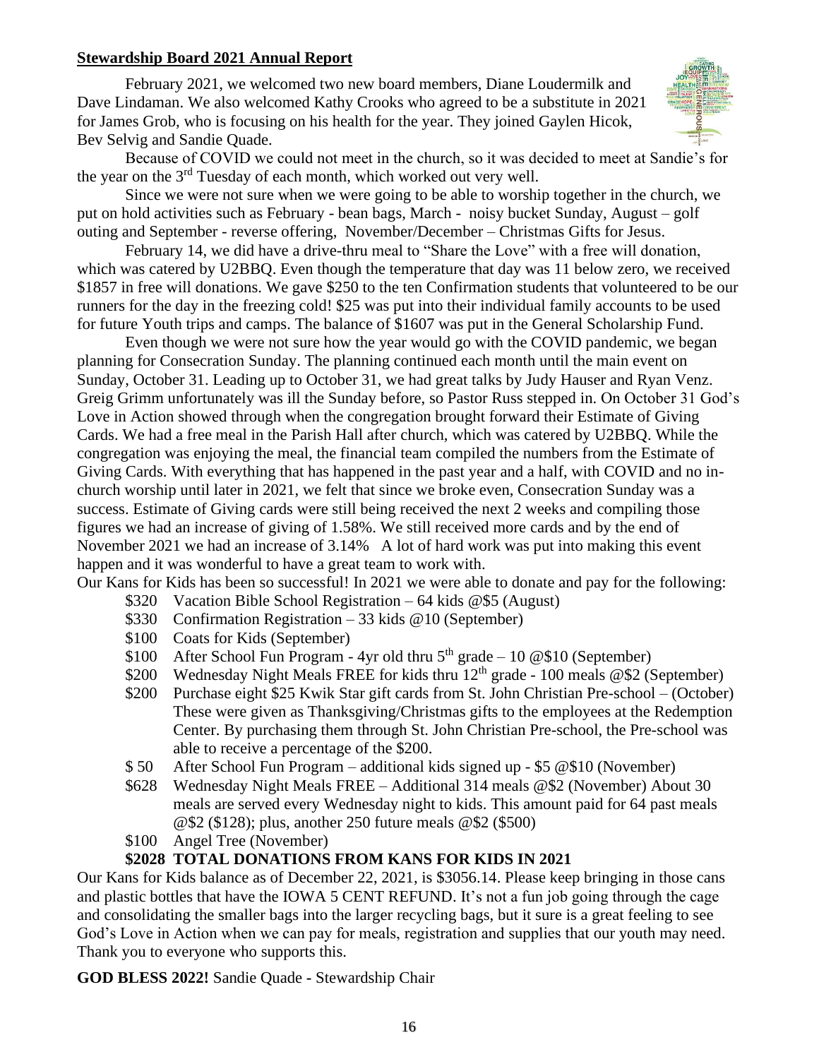**Stewardship Board 2021 Annual Report**

February 2021, we welcomed two new board members, Diane Loudermilk and Dave Lindaman. We also welcomed Kathy Crooks who agreed to be a substitute in 2021 for James Grob, who is focusing on his health for the year. They joined Gaylen Hicok, Bev Selvig and Sandie Quade.

Because of COVID we could not meet in the church, so it was decided to meet at Sandie's for the year on the 3rd Tuesday of each month, which worked out very well.

Since we were not sure when we were going to be able to worship together in the church, we put on hold activities such as February - bean bags, March - noisy bucket Sunday, August – golf outing and September - reverse offering, November/December – Christmas Gifts for Jesus.

February 14, we did have a drive-thru meal to "Share the Love" with a free will donation, which was catered by U2BBQ. Even though the temperature that day was 11 below zero, we received $1857 in free will donations. We gave $250 to the ten Confirmation students that volunteered to be our runners for the day in the freezing cold! $25 was put into their individual family accounts to be used for future Youth trips and camps. The balance of $1607 was put in the General Scholarship Fund.

Even though we were not sure how the year would go with the COVID pandemic, we began planning for Consecration Sunday. The planning continued each month until the main event on Sunday, October 31. Leading up to October 31, we had great talks by Judy Hauser and Ryan Venz. Greig Grimm unfortunately was ill the Sunday before, so Pastor Russ stepped in. On October 31 God's Love in Action showed through when the congregation brought forward their Estimate of Giving Cards. We had a free meal in the Parish Hall after church, which was catered by U2BBQ. While the congregation was enjoying the meal, the financial team compiled the numbers from the Estimate of Giving Cards. With everything that has happened in the past year and a half, with COVID and no in-church worship until later in 2021, we felt that since we broke even, Consecration Sunday was a success. Estimate of Giving cards were still being received the next 2 weeks and compiling those figures we had an increase of giving of 1.58%. We still received more cards and by the end of November 2021 we had an increase of 3.14% A lot of hard work was put into making this event happen and it was wonderful to have a great team to work with.

Our Kans for Kids has been so successful! In 2021 we were able to donate and pay for the following:

- $320 Vacation Bible School Registration – 64 kids @$5 (August)
- $330 Confirmation Registration – 33 kids @10 (September)
- $100 Coats for Kids (September)
- $100 After School Fun Program - 4yr old thru 5th grade – 10 @$10 (September)
- $200 Wednesday Night Meals FREE for kids thru 12th grade - 100 meals @$2 (September)
- $200 Purchase eight $25 Kwik Star gift cards from St. John Christian Pre-school – (October) These were given as Thanksgiving/Christmas gifts to the employees at the Redemption Center. By purchasing them through St. John Christian Pre-school, the Pre-school was able to receive a percentage of the $200.
- $ 50 After School Fun Program – additional kids signed up - $5 @$10 (November)
- $628 Wednesday Night Meals FREE – Additional 314 meals @$2 (November) About 30 meals are served every Wednesday night to kids. This amount paid for 64 past meals @$2 ($128); plus, another 250 future meals @$2 ($500)
- $100 Angel Tree (November)

**$2028 TOTAL DONATIONS FROM KANS FOR KIDS IN 2021**

Our Kans for Kids balance as of December 22, 2021, is $3056.14. Please keep bringing in those cans and plastic bottles that have the IOWA 5 CENT REFUND. It's not a fun job going through the cage and consolidating the smaller bags into the larger recycling bags, but it sure is a great feeling to see God's Love in Action when we can pay for meals, registration and supplies that our youth may need. Thank you to everyone who supports this.

**GOD BLESS 2022!** Sandie Quade - Stewardship Chair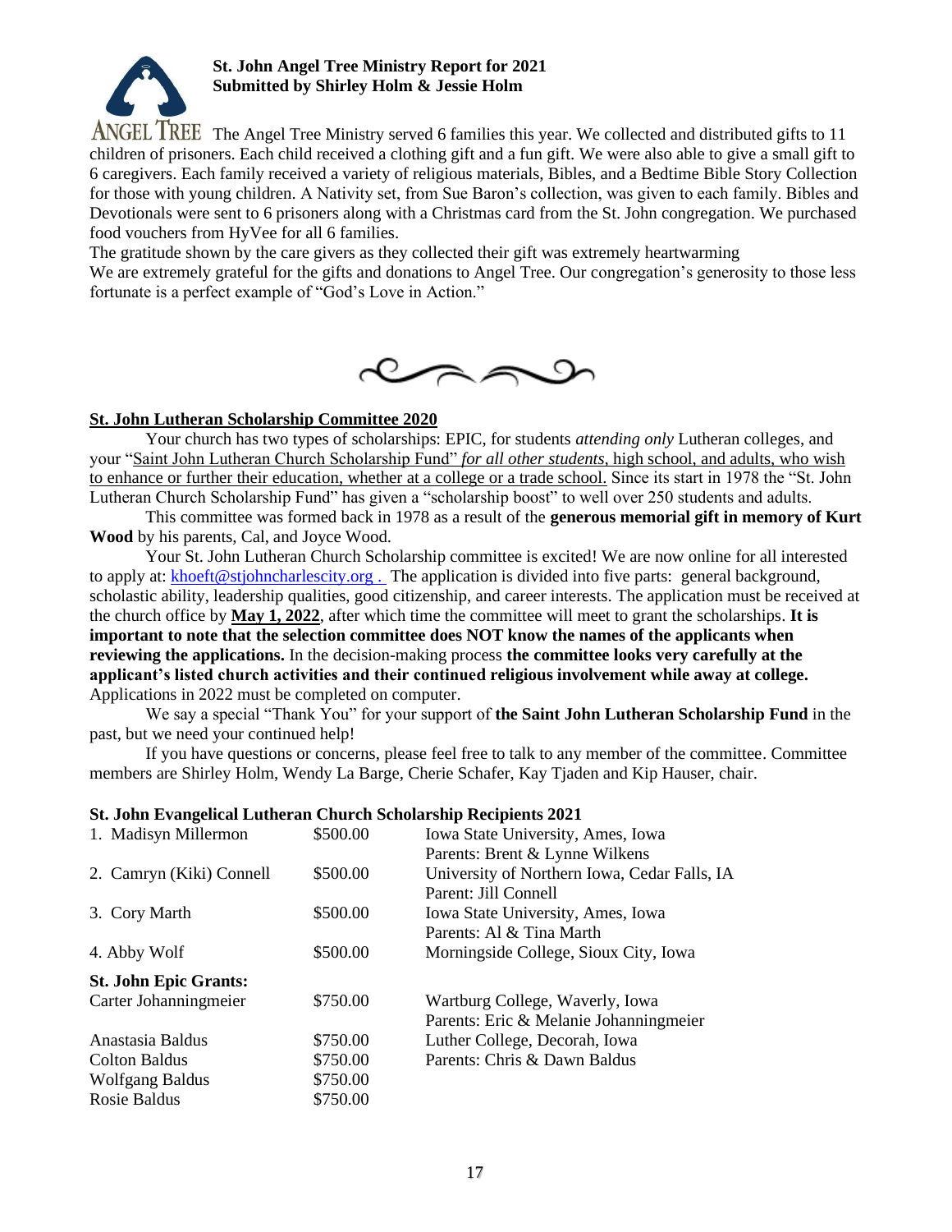**St. John Angel Tree Ministry Report for 2021**
**Submitted by Shirley Holm & Jessie Holm**

ANGEL TREE The Angel Tree Ministry served 6 families this year. We collected and distributed gifts to 11 children of prisoners. Each child received a clothing gift and a fun gift. We were also able to give a small gift to 6 caregivers. Each family received a variety of religious materials, Bibles, and a Bedtime Bible Story Collection for those with young children. A Nativity set, from Sue Baron's collection, was given to each family. Bibles and Devotionals were sent to 6 prisoners along with a Christmas card from the St. John congregation. We purchased food vouchers from HyVee for all 6 families.

The gratitude shown by the care givers as they collected their gift was extremely heartwarming

We are extremely grateful for the gifts and donations to Angel Tree. Our congregation's generosity to those less fortunate is a perfect example of "God's Love in Action."

## St. John Lutheran Scholarship Committee 2020

Your church has two types of scholarships: EPIC, for students *attending only* Lutheran colleges, and your "Saint John Lutheran Church Scholarship Fund" *for all other students*, high school, and adults, who wish to enhance or further their education, whether at a college or a trade school. Since its start in 1978 the "St. John Lutheran Church Scholarship Fund" has given a "scholarship boost" to well over 250 students and adults.

This committee was formed back in 1978 as a result of the **generous memorial gift in memory of Kurt Wood** by his parents, Cal, and Joyce Wood.

Your St. John Lutheran Church Scholarship committee is excited! We are now online for all interested to apply at: khoeft@stjohncharlescity.org . The application is divided into five parts: general background, scholastic ability, leadership qualities, good citizenship, and career interests. The application must be received at the church office by **May 1, 2022**, after which time the committee will meet to grant the scholarships. **It is important to note that the selection committee does NOT know the names of the applicants when reviewing the applications.** In the decision-making process **the committee looks very carefully at the applicant's listed church activities and their continued religious involvement while away at college.** Applications in 2022 must be completed on computer.

We say a special "Thank You" for your support of **the Saint John Lutheran Scholarship Fund** in the past, but we need your continued help!

If you have questions or concerns, please feel free to talk to any member of the committee. Committee members are Shirley Holm, Wendy La Barge, Cherie Schafer, Kay Tjaden and Kip Hauser, chair.

**St. John Evangelical Lutheran Church Scholarship Recipients 2021**

| Name | Amount | School / Parents |
|---|---|---|
| 1. Madisyn Millermon | \$500.00 | Iowa State University, Ames, Iowa<br>Parents: Brent & Lynne Wilkens |
| 2. Camryn (Kiki) Connell | \$500.00 | University of Northern Iowa, Cedar Falls, IA<br>Parent: Jill Connell |
| 3. Cory Marth | \$500.00 | Iowa State University, Ames, Iowa<br>Parents: Al & Tina Marth |
| 4. Abby Wolf | \$500.00 | Morningside College, Sioux City, Iowa |
| **St. John Epic Grants:** | | |
| Carter Johanningmeier | \$750.00 | Wartburg College, Waverly, Iowa<br>Parents: Eric & Melanie Johanningmeier |
| Anastasia Baldus | \$750.00 | Luther College, Decorah, Iowa |
| Colton Baldus | \$750.00 | Parents: Chris & Dawn Baldus |
| Wolfgang Baldus | \$750.00 | |
| Rosie Baldus | \$750.00 | |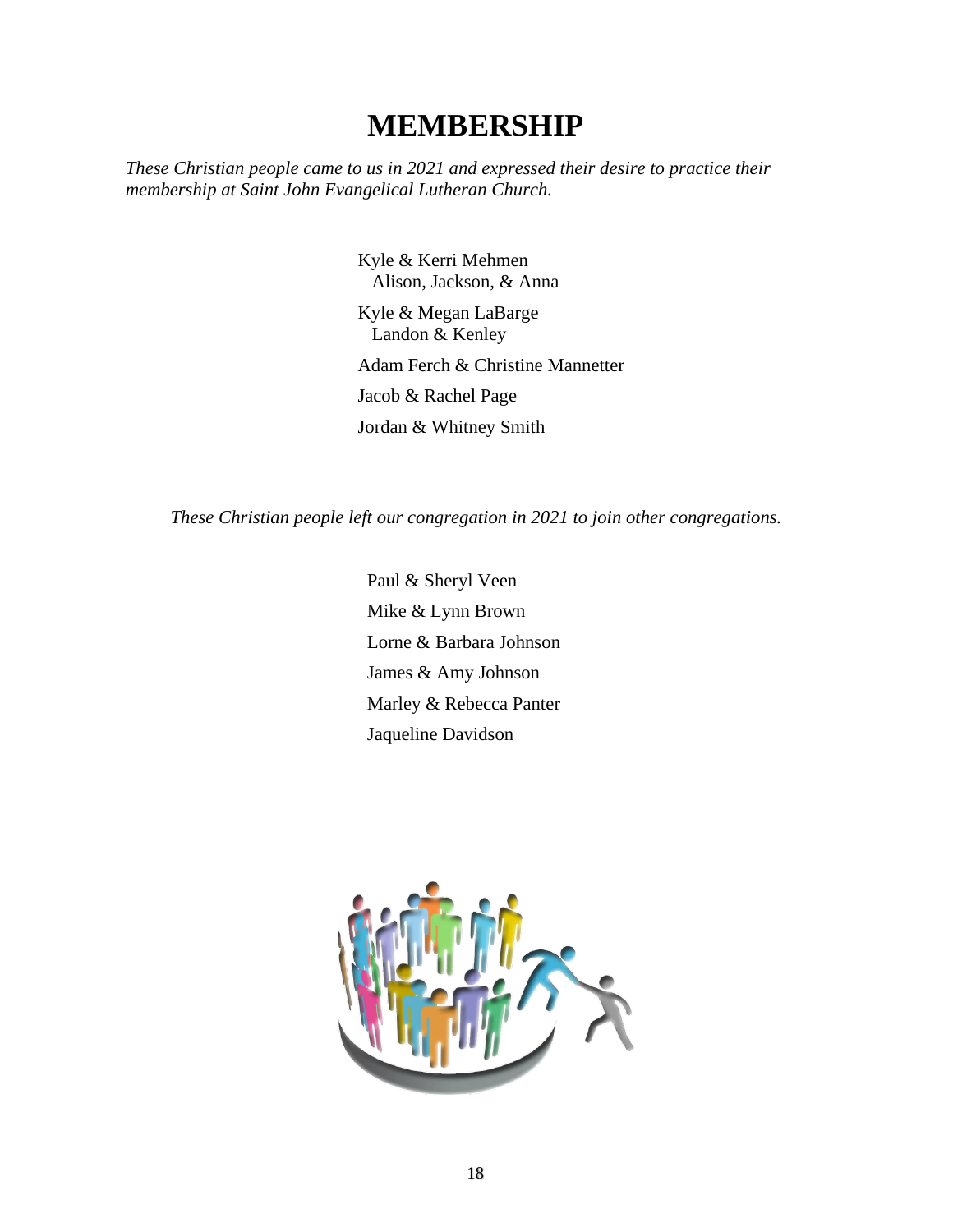# MEMBERSHIP

*These Christian people came to us in 2021 and expressed their desire to practice their membership at Saint John Evangelical Lutheran Church.*

Kyle & Kerri Mehmen
Alison, Jackson, & Anna

Kyle & Megan LaBarge
Landon & Kenley

Adam Ferch & Christine Mannetter

Jacob & Rachel Page

Jordan & Whitney Smith

*These Christian people left our congregation in 2021 to join other congregations.*

Paul & Sheryl Veen

Mike & Lynn Brown

Lorne & Barbara Johnson

James & Amy Johnson

Marley & Rebecca Panter

Jaqueline Davidson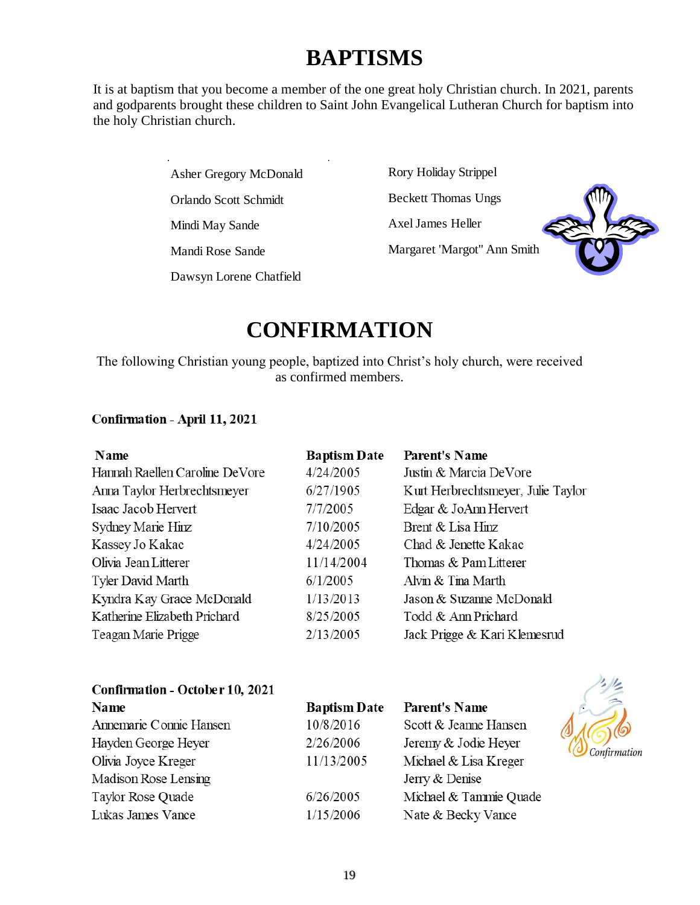# BAPTISMS

It is at baptism that you become a member of the one great holy Christian church. In 2021, parents and godparents brought these children to Saint John Evangelical Lutheran Church for baptism into the holy Christian church.

- Asher Gregory McDonald
- Orlando Scott Schmidt
- Mindi May Sande
- Mandi Rose Sande
- Dawsyn Lorene Chatfield
- Rory Holiday Strippel
- Beckett Thomas Ungs
- Axel James Heller
- Margaret 'Margot" Ann Smith

# CONFIRMATION

The following Christian young people, baptized into Christ's holy church, were received as confirmed members.

**Confirmation - April 11, 2021**

| Name | Baptism Date | Parent's Name |
|---|---|---|
| Hannah Raellen Caroline DeVore | 4/24/2005 | Justin & Marcia DeVore |
| Anna Taylor Herbrechtsmeyer | 6/27/1905 | Kurt Herbrechtsmeyer, Julie Taylor |
| Isaac Jacob Hervert | 7/7/2005 | Edgar & JoAnn Hervert |
| Sydney Marie Hinz | 7/10/2005 | Brent & Lisa Hinz |
| Kassey Jo Kakac | 4/24/2005 | Chad & Jenette Kakac |
| Olivia Jean Litterer | 11/14/2004 | Thomas & Pam Litterer |
| Tyler David Marth | 6/1/2005 | Alvin & Tina Marth |
| Kyndra Kay Grace McDonald | 1/13/2013 | Jason & Suzanne McDonald |
| Katherine Elizabeth Prichard | 8/25/2005 | Todd & Ann Prichard |
| Teagan Marie Prigge | 2/13/2005 | Jack Prigge & Kari Klemesrud |

**Confirmation - October 10, 2021**

| Name | Baptism Date | Parent's Name |
|---|---|---|
| Annemarie Connie Hansen | 10/8/2016 | Scott & Jeanne Hansen |
| Hayden George Heyer | 2/26/2006 | Jeremy & Jodie Heyer |
| Olivia Joyce Kreger | 11/13/2005 | Michael & Lisa Kreger |
| Madison Rose Lensing | | Jerry & Denise |
| Taylor Rose Quade | 6/26/2005 | Michael & Tammie Quade |
| Lukas James Vance | 1/15/2006 | Nate & Becky Vance |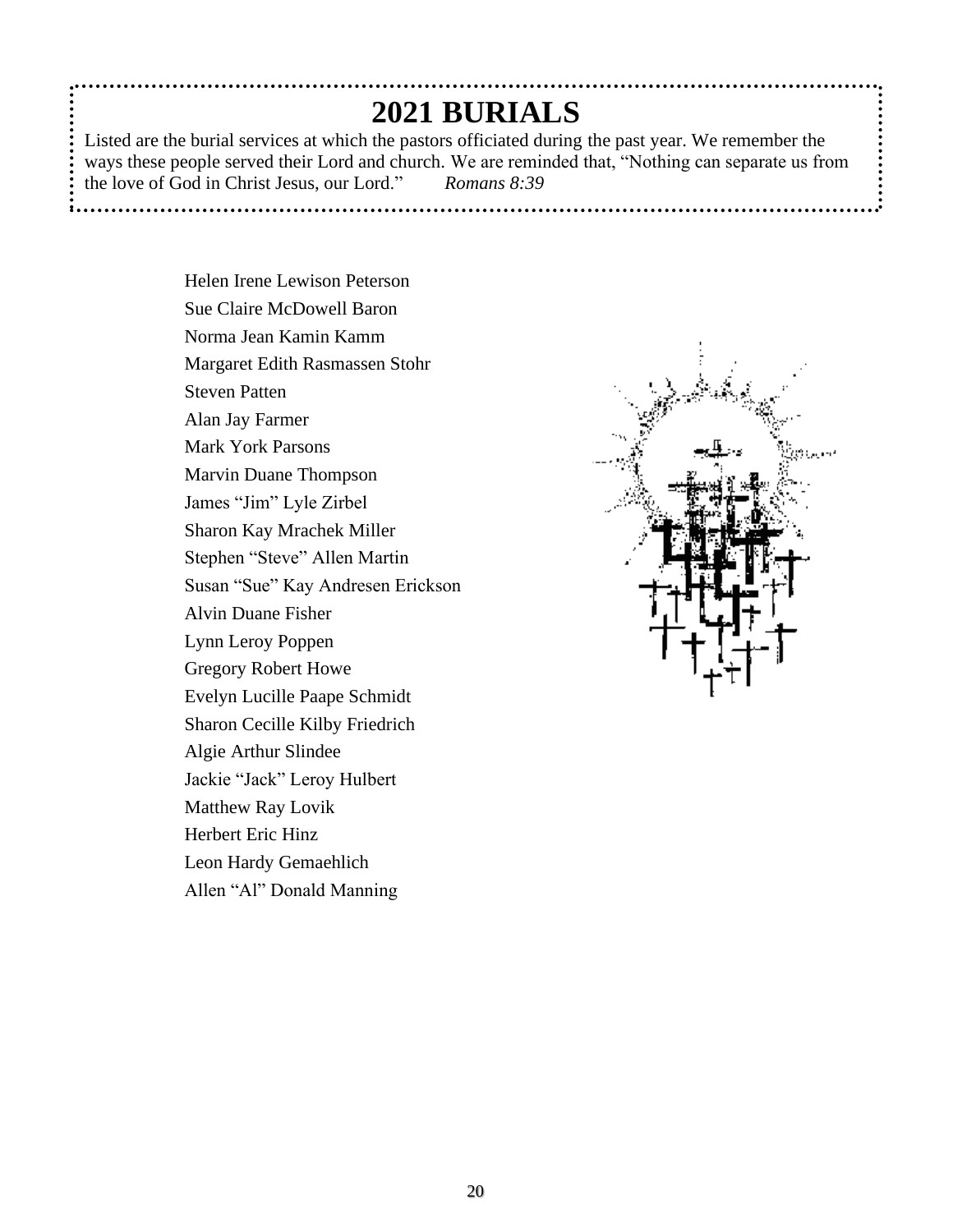# 2021 BURIALS

Listed are the burial services at which the pastors officiated during the past year. We remember the ways these people served their Lord and church. We are reminded that, "Nothing can separate us from the love of God in Christ Jesus, our Lord." *Romans 8:39*

Helen Irene Lewison Peterson
Sue Claire McDowell Baron
Norma Jean Kamin Kamm
Margaret Edith Rasmassen Stohr
Steven Patten
Alan Jay Farmer
Mark York Parsons
Marvin Duane Thompson
James "Jim" Lyle Zirbel
Sharon Kay Mrachek Miller
Stephen "Steve" Allen Martin
Susan "Sue" Kay Andresen Erickson
Alvin Duane Fisher
Lynn Leroy Poppen
Gregory Robert Howe
Evelyn Lucille Paape Schmidt
Sharon Cecille Kilby Friedrich
Algie Arthur Slindee
Jackie "Jack" Leroy Hulbert
Matthew Ray Lovik
Herbert Eric Hinz
Leon Hardy Gemaehlich
Allen "Al" Donald Manning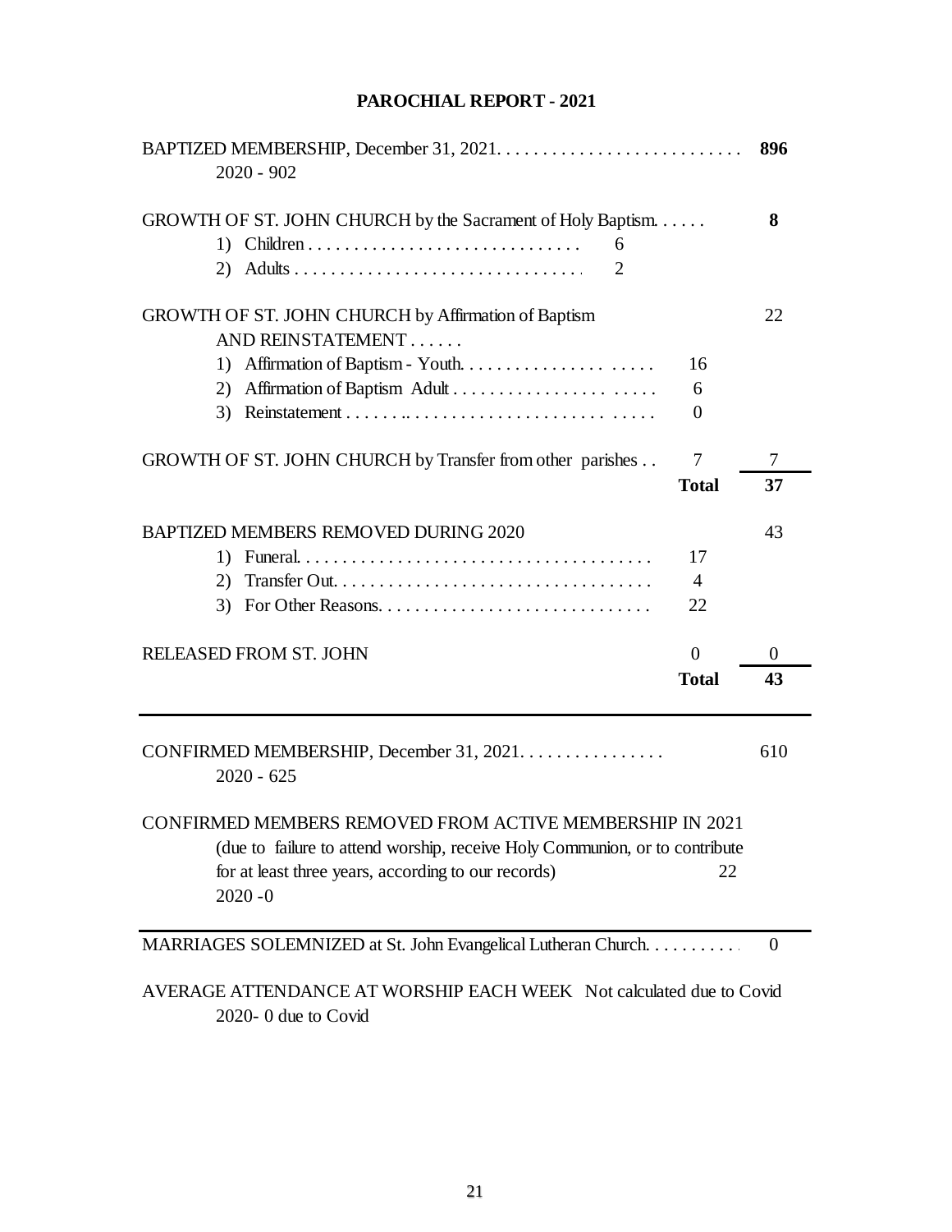# PAROCHIAL REPORT - 2021

| | | | |
|---|---|---|---|
| BAPTIZED MEMBERSHIP, December 31, 2021. . . . . . . . . . . . . . . . . . . . . . . . . . . | | | **896** |
| 2020 - 902 | | | |
| GROWTH OF ST. JOHN CHURCH by the Sacrament of Holy Baptism. . . . . . | | | **8** |
| 1) Children . . . . . . . . . . . . . . . . . . . . . . . . . . . . . . | 6 | | |
| 2) Adults . . . . . . . . . . . . . . . . . . . . . . . . . . . . . . . . | 2 | | |
| GROWTH OF ST. JOHN CHURCH by Affirmation of Baptism AND REINSTATEMENT . . . . . . | | | 22 |
| 1) Affirmation of Baptism - Youth. . . . . . . . . . . . . . . . . . . . . . . . | | 16 | |
| 2) Affirmation of Baptism Adult . . . . . . . . . . . . . . . . . . . . . . . . . . | | 6 | |
| 3) Reinstatement . . . . . . . . . . . . . . . . . . . . . . . . . . . . . . . . . . . . | | 0 | |
| GROWTH OF ST. JOHN CHURCH by Transfer from other parishes . . | | 7 | 7 |
| | | **Total** | **37** |
| BAPTIZED MEMBERS REMOVED DURING 2020 | | | 43 |
| 1) Funeral. . . . . . . . . . . . . . . . . . . . . . . . . . . . . . . . . . . . . . . | | 17 | |
| 2) Transfer Out. . . . . . . . . . . . . . . . . . . . . . . . . . . . . . . . . . . | | 4 | |
| 3) For Other Reasons. . . . . . . . . . . . . . . . . . . . . . . . . . . . . . | | 22 | |
| RELEASED FROM ST. JOHN | | 0 | 0 |
| | | **Total** | **43** |

---

CONFIRMED MEMBERSHIP, December 31, 2021. . . . . . . . . . . . . . . . 610

2020 - 625

CONFIRMED MEMBERS REMOVED FROM ACTIVE MEMBERSHIP IN 2021
(due to failure to attend worship, receive Holy Communion, or to contribute for at least three years, according to our records) 22

2020 -0

---

MARRIAGES SOLEMNIZED at St. John Evangelical Lutheran Church. . . . . . . . . . 0

AVERAGE ATTENDANCE AT WORSHIP EACH WEEK Not calculated due to Covid

2020- 0 due to Covid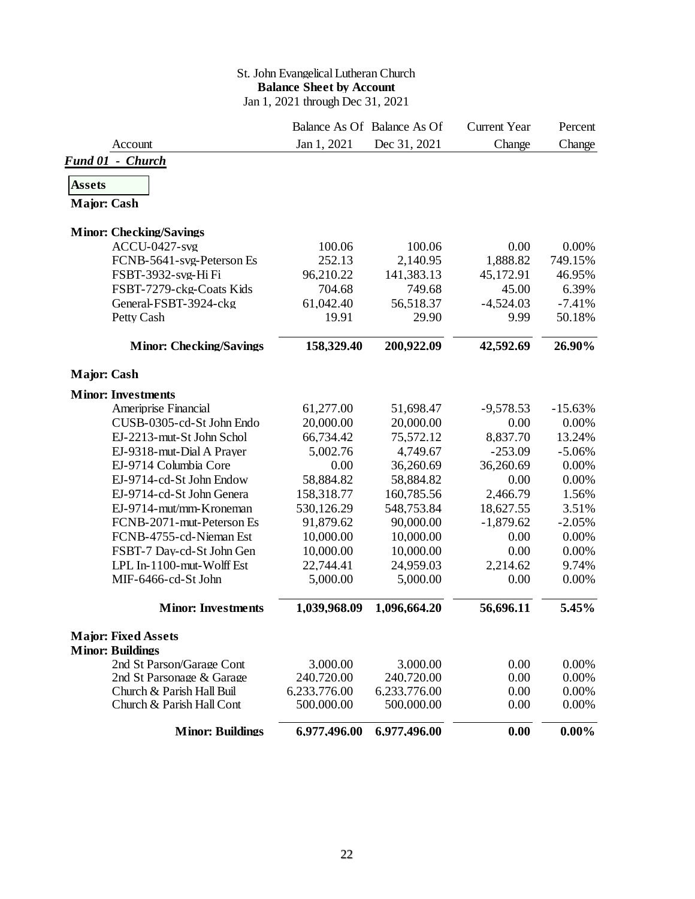St. John Evangelical Lutheran Church

**Balance Sheet by Account**

Jan 1, 2021 through Dec 31, 2021

| Account | Balance As Of Jan 1, 2021 | Balance As Of Dec 31, 2021 | Current Year Change | Percent Change |
|---|---|---|---|---|
| ***Fund 01 - Church*** | | | | |
| **Assets** | | | | |
| **Major: Cash** | | | | |
| **Minor: Checking/Savings** | | | | |
| ACCU-0427-svg | 100.06 | 100.06 | 0.00 | 0.00% |
| FCNB-5641-svg-Peterson Es | 252.13 | 2,140.95 | 1,888.82 | 749.15% |
| FSBT-3932-svg-Hi Fi | 96,210.22 | 141,383.13 | 45,172.91 | 46.95% |
| FSBT-7279-ckg-Coats Kids | 704.68 | 749.68 | 45.00 | 6.39% |
| General-FSBT-3924-ckg | 61,042.40 | 56,518.37 | -4,524.03 | -7.41% |
| Petty Cash | 19.91 | 29.90 | 9.99 | 50.18% |
| **Minor: Checking/Savings** | **158,329.40** | **200,922.09** | **42,592.69** | **26.90%** |
| **Major: Cash** | | | | |
| **Minor: Investments** | | | | |
| Ameriprise Financial | 61,277.00 | 51,698.47 | -9,578.53 | -15.63% |
| CUSB-0305-cd-St John Endo | 20,000.00 | 20,000.00 | 0.00 | 0.00% |
| EJ-2213-mut-St John Schol | 66,734.42 | 75,572.12 | 8,837.70 | 13.24% |
| EJ-9318-mut-Dial A Prayer | 5,002.76 | 4,749.67 | -253.09 | -5.06% |
| EJ-9714 Columbia Core | 0.00 | 36,260.69 | 36,260.69 | 0.00% |
| EJ-9714-cd-St John Endow | 58,884.82 | 58,884.82 | 0.00 | 0.00% |
| EJ-9714-cd-St John Genera | 158,318.77 | 160,785.56 | 2,466.79 | 1.56% |
| EJ-9714-mut/mm-Kroneman | 530,126.29 | 548,753.84 | 18,627.55 | 3.51% |
| FCNB-2071-mut-Peterson Es | 91,879.62 | 90,000.00 | -1,879.62 | -2.05% |
| FCNB-4755-cd-Nieman Est | 10,000.00 | 10,000.00 | 0.00 | 0.00% |
| FSBT-7 Day-cd-St John Gen | 10,000.00 | 10,000.00 | 0.00 | 0.00% |
| LPL In-1100-mut-Wolff Est | 22,744.41 | 24,959.03 | 2,214.62 | 9.74% |
| MIF-6466-cd-St John | 5,000.00 | 5,000.00 | 0.00 | 0.00% |
| **Minor: Investments** | **1,039,968.09** | **1,096,664.20** | **56,696.11** | **5.45%** |
| **Major: Fixed Assets** | | | | |
| **Minor: Buildings** | | | | |
| 2nd St Parson/Garage Cont | 3,000.00 | 3,000.00 | 0.00 | 0.00% |
| 2nd St Parsonage & Garage | 240,720.00 | 240,720.00 | 0.00 | 0.00% |
| Church & Parish Hall Buil | 6,233,776.00 | 6,233,776.00 | 0.00 | 0.00% |
| Church & Parish Hall Cont | 500,000.00 | 500,000.00 | 0.00 | 0.00% |
| **Minor: Buildings** | **6,977,496.00** | **6,977,496.00** | **0.00** | **0.00%** |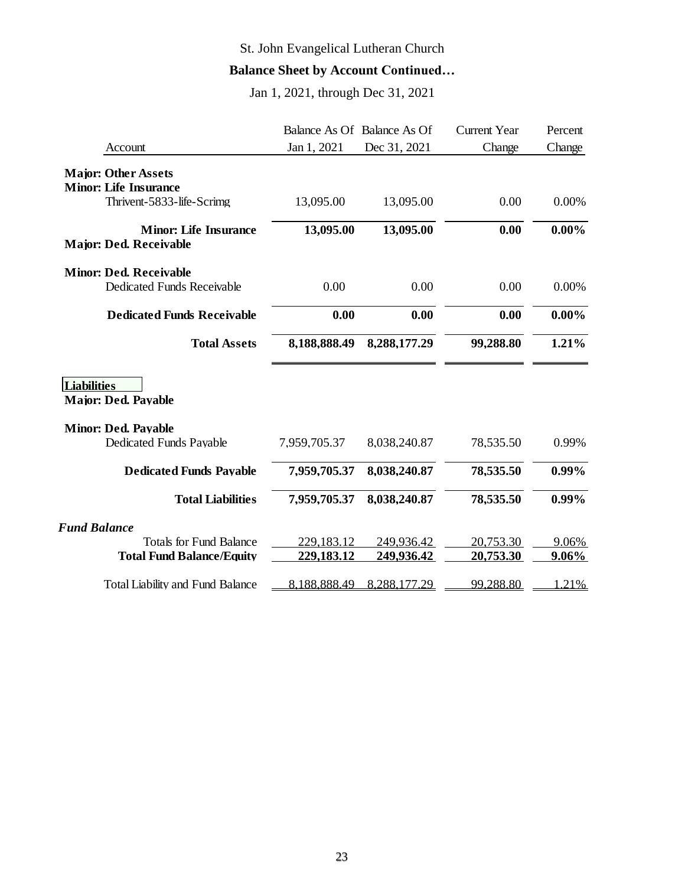St. John Evangelical Lutheran Church

**Balance Sheet by Account Continued…**

Jan 1, 2021, through Dec 31, 2021

| Account | Balance As Of Jan 1, 2021 | Balance As Of Dec 31, 2021 | Current Year Change | Percent Change |
|---|---|---|---|---|
| **Major: Other Assets** | | | | |
| **Minor: Life Insurance** | | | | |
| Thrivent-5833-life-Scrimg | 13,095.00 | 13,095.00 | 0.00 | 0.00% |
| **Minor: Life Insurance** | **13,095.00** | **13,095.00** | **0.00** | **0.00%** |
| **Major: Ded. Receivable** | | | | |
| **Minor: Ded. Receivable** | | | | |
| Dedicated Funds Receivable | 0.00 | 0.00 | 0.00 | 0.00% |
| **Dedicated Funds Receivable** | **0.00** | **0.00** | **0.00** | **0.00%** |
| **Total Assets** | **8,188,888.49** | **8,288,177.29** | **99,288.80** | **1.21%** |
| **Liabilities** | | | | |
| **Major: Ded. Payable** | | | | |
| **Minor: Ded. Payable** | | | | |
| Dedicated Funds Payable | 7,959,705.37 | 8,038,240.87 | 78,535.50 | 0.99% |
| **Dedicated Funds Payable** | **7,959,705.37** | **8,038,240.87** | **78,535.50** | **0.99%** |
| **Total Liabilities** | **7,959,705.37** | **8,038,240.87** | **78,535.50** | **0.99%** |
| ***Fund Balance*** | | | | |
| Totals for Fund Balance | 229,183.12 | 249,936.42 | 20,753.30 | 9.06% |
| **Total Fund Balance/Equity** | **229,183.12** | **249,936.42** | **20,753.30** | **9.06%** |
| Total Liability and Fund Balance | 8,188,888.49 | 8,288,177.29 | 99,288.80 | 1.21% |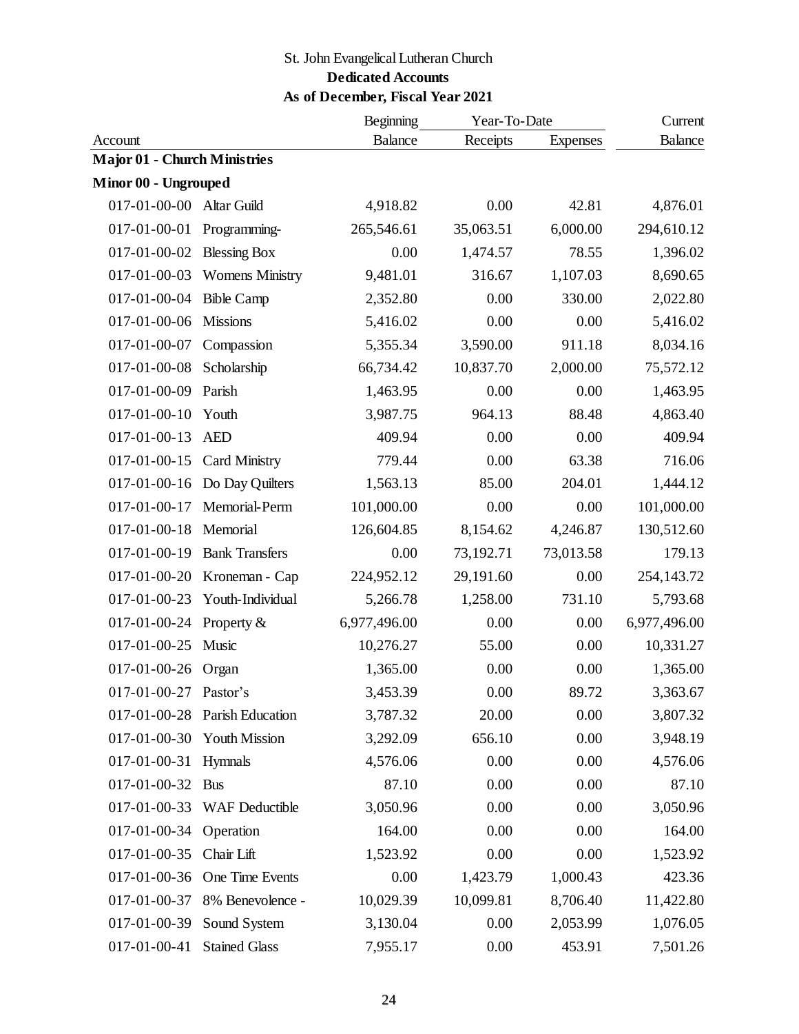St. John Evangelical Lutheran Church

**Dedicated Accounts**

**As of December, Fiscal Year 2021**

| Account | | Beginning Balance | Year-To-Date Receipts | Year-To-Date Expenses | Current Balance |
|---|---|---|---|---|---|
| **Major 01 - Church Ministries** | | | | | |
| **Minor 00 - Ungrouped** | | | | | |
| 017-01-00-00 | Altar Guild | 4,918.82 | 0.00 | 42.81 | 4,876.01 |
| 017-01-00-01 | Programming- | 265,546.61 | 35,063.51 | 6,000.00 | 294,610.12 |
| 017-01-00-02 | Blessing Box | 0.00 | 1,474.57 | 78.55 | 1,396.02 |
| 017-01-00-03 | Womens Ministry | 9,481.01 | 316.67 | 1,107.03 | 8,690.65 |
| 017-01-00-04 | Bible Camp | 2,352.80 | 0.00 | 330.00 | 2,022.80 |
| 017-01-00-06 | Missions | 5,416.02 | 0.00 | 0.00 | 5,416.02 |
| 017-01-00-07 | Compassion | 5,355.34 | 3,590.00 | 911.18 | 8,034.16 |
| 017-01-00-08 | Scholarship | 66,734.42 | 10,837.70 | 2,000.00 | 75,572.12 |
| 017-01-00-09 | Parish | 1,463.95 | 0.00 | 0.00 | 1,463.95 |
| 017-01-00-10 | Youth | 3,987.75 | 964.13 | 88.48 | 4,863.40 |
| 017-01-00-13 | AED | 409.94 | 0.00 | 0.00 | 409.94 |
| 017-01-00-15 | Card Ministry | 779.44 | 0.00 | 63.38 | 716.06 |
| 017-01-00-16 | Do Day Quilters | 1,563.13 | 85.00 | 204.01 | 1,444.12 |
| 017-01-00-17 | Memorial-Perm | 101,000.00 | 0.00 | 0.00 | 101,000.00 |
| 017-01-00-18 | Memorial | 126,604.85 | 8,154.62 | 4,246.87 | 130,512.60 |
| 017-01-00-19 | Bank Transfers | 0.00 | 73,192.71 | 73,013.58 | 179.13 |
| 017-01-00-20 | Kroneman - Cap | 224,952.12 | 29,191.60 | 0.00 | 254,143.72 |
| 017-01-00-23 | Youth-Individual | 5,266.78 | 1,258.00 | 731.10 | 5,793.68 |
| 017-01-00-24 | Property & | 6,977,496.00 | 0.00 | 0.00 | 6,977,496.00 |
| 017-01-00-25 | Music | 10,276.27 | 55.00 | 0.00 | 10,331.27 |
| 017-01-00-26 | Organ | 1,365.00 | 0.00 | 0.00 | 1,365.00 |
| 017-01-00-27 | Pastor's | 3,453.39 | 0.00 | 89.72 | 3,363.67 |
| 017-01-00-28 | Parish Education | 3,787.32 | 20.00 | 0.00 | 3,807.32 |
| 017-01-00-30 | Youth Mission | 3,292.09 | 656.10 | 0.00 | 3,948.19 |
| 017-01-00-31 | Hymnals | 4,576.06 | 0.00 | 0.00 | 4,576.06 |
| 017-01-00-32 | Bus | 87.10 | 0.00 | 0.00 | 87.10 |
| 017-01-00-33 | WAF Deductible | 3,050.96 | 0.00 | 0.00 | 3,050.96 |
| 017-01-00-34 | Operation | 164.00 | 0.00 | 0.00 | 164.00 |
| 017-01-00-35 | Chair Lift | 1,523.92 | 0.00 | 0.00 | 1,523.92 |
| 017-01-00-36 | One Time Events | 0.00 | 1,423.79 | 1,000.43 | 423.36 |
| 017-01-00-37 | 8% Benevolence - | 10,029.39 | 10,099.81 | 8,706.40 | 11,422.80 |
| 017-01-00-39 | Sound System | 3,130.04 | 0.00 | 2,053.99 | 1,076.05 |
| 017-01-00-41 | Stained Glass | 7,955.17 | 0.00 | 453.91 | 7,501.26 |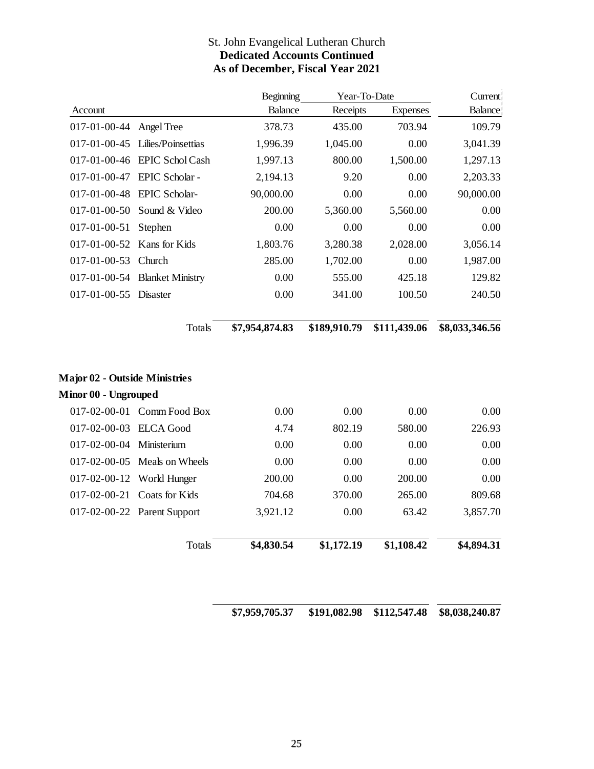St. John Evangelical Lutheran Church

**Dedicated Accounts Continued**

**As of December, Fiscal Year 2021**

| Account | | Beginning Balance | Year-To-Date Receipts | Year-To-Date Expenses | Current Balance |
|---|---|---|---|---|---|
| 017-01-00-44 | Angel Tree | 378.73 | 435.00 | 703.94 | 109.79 |
| 017-01-00-45 | Lilies/Poinsettias | 1,996.39 | 1,045.00 | 0.00 | 3,041.39 |
| 017-01-00-46 | EPIC Schol Cash | 1,997.13 | 800.00 | 1,500.00 | 1,297.13 |
| 017-01-00-47 | EPIC Scholar - | 2,194.13 | 9.20 | 0.00 | 2,203.33 |
| 017-01-00-48 | EPIC Scholar- | 90,000.00 | 0.00 | 0.00 | 90,000.00 |
| 017-01-00-50 | Sound & Video | 200.00 | 5,360.00 | 5,560.00 | 0.00 |
| 017-01-00-51 | Stephen | 0.00 | 0.00 | 0.00 | 0.00 |
| 017-01-00-52 | Kans for Kids | 1,803.76 | 3,280.38 | 2,028.00 | 3,056.14 |
| 017-01-00-53 | Church | 285.00 | 1,702.00 | 0.00 | 1,987.00 |
| 017-01-00-54 | Blanket Ministry | 0.00 | 555.00 | 425.18 | 129.82 |
| 017-01-00-55 | Disaster | 0.00 | 341.00 | 100.50 | 240.50 |
| | Totals | **$7,954,874.83** | **$189,910.79** | **$111,439.06** | **$8,033,346.56** |

**Major 02 - Outside Ministries**

**Minor 00 - Ungrouped**

| Account | | Beginning Balance | Year-To-Date Receipts | Year-To-Date Expenses | Current Balance |
|---|---|---|---|---|---|
| 017-02-00-01 | Comm Food Box | 0.00 | 0.00 | 0.00 | 0.00 |
| 017-02-00-03 | ELCA Good | 4.74 | 802.19 | 580.00 | 226.93 |
| 017-02-00-04 | Ministerium | 0.00 | 0.00 | 0.00 | 0.00 |
| 017-02-00-05 | Meals on Wheels | 0.00 | 0.00 | 0.00 | 0.00 |
| 017-02-00-12 | World Hunger | 200.00 | 0.00 | 200.00 | 0.00 |
| 017-02-00-21 | Coats for Kids | 704.68 | 370.00 | 265.00 | 809.68 |
| 017-02-00-22 | Parent Support | 3,921.12 | 0.00 | 63.42 | 3,857.70 |
| | Totals | **$4,830.54** | **$1,172.19** | **$1,108.42** | **$4,894.31** |
| | | **$7,959,705.37** | **$191,082.98** | **$112,547.48** | **$8,038,240.87** |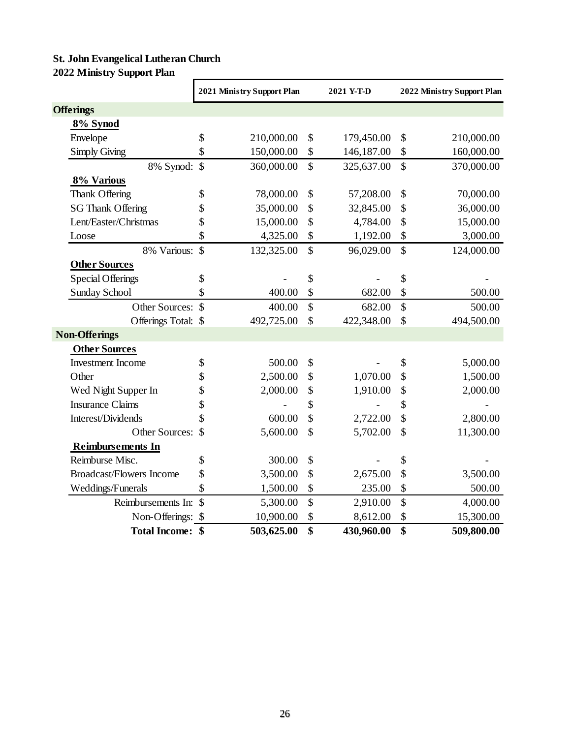**St. John Evangelical Lutheran Church**
**2022 Ministry Support Plan**

| | 2021 Ministry Support Plan | 2021 Y-T-D | 2022 Ministry Support Plan |
|---|---|---|---|
| **Offerings** | | | |
| **8% Synod** | | | |
| Envelope | $ 210,000.00 | $ 179,450.00 | $ 210,000.00 |
| Simply Giving | $ 150,000.00 | $ 146,187.00 | $ 160,000.00 |
| 8% Synod: | $ 360,000.00 | $ 325,637.00 | $ 370,000.00 |
| **8% Various** | | | |
| Thank Offering | $ 78,000.00 | $ 57,208.00 | $ 70,000.00 |
| SG Thank Offering | $ 35,000.00 | $ 32,845.00 | $ 36,000.00 |
| Lent/Easter/Christmas | $ 15,000.00 | $ 4,784.00 | $ 15,000.00 |
| Loose | $ 4,325.00 | $ 1,192.00 | $ 3,000.00 |
| 8% Various: | $ 132,325.00 | $ 96,029.00 | $ 124,000.00 |
| **Other Sources** | | | |
| Special Offerings | $ - | $ - | $ - |
| Sunday School | $ 400.00 | $ 682.00 | $ 500.00 |
| Other Sources: | $ 400.00 | $ 682.00 | $ 500.00 |
| Offerings Total: | $ 492,725.00 | $ 422,348.00 | $ 494,500.00 |
| **Non-Offerings** | | | |
| **Other Sources** | | | |
| Investment Income | $ 500.00 | $ - | $ 5,000.00 |
| Other | $ 2,500.00 | $ 1,070.00 | $ 1,500.00 |
| Wed Night Supper In | $ 2,000.00 | $ 1,910.00 | $ 2,000.00 |
| Insurance Claims | $ - | $ - | $ - |
| Interest/Dividends | $ 600.00 | $ 2,722.00 | $ 2,800.00 |
| Other Sources: | $ 5,600.00 | $ 5,702.00 | $ 11,300.00 |
| **Reimbursements In** | | | |
| Reimburse Misc. | $ 300.00 | $ - | $ - |
| Broadcast/Flowers Income | $ 3,500.00 | $ 2,675.00 | $ 3,500.00 |
| Weddings/Funerals | $ 1,500.00 | $ 235.00 | $ 500.00 |
| Reimbursements In: | $ 5,300.00 | $ 2,910.00 | $ 4,000.00 |
| Non-Offerings: | $ 10,900.00 | $ 8,612.00 | $ 15,300.00 |
| **Total Income:** | **$ 503,625.00** | **$ 430,960.00** | **$ 509,800.00** |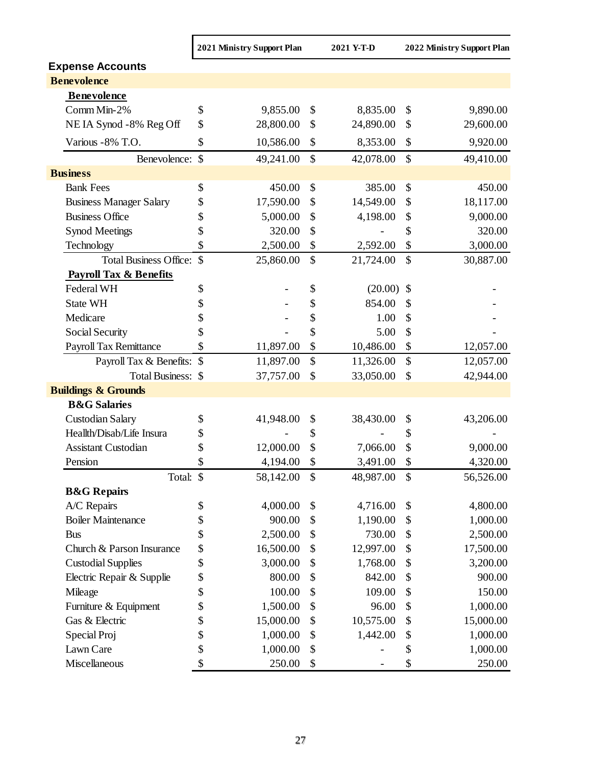| | 2021 Ministry Support Plan | 2021 Y-T-D | 2022 Ministry Support Plan |
|---|---|---|---|
| **Expense Accounts** | | | |
| **Benevolence** | | | |
| **Benevolence** | | | |
| Comm Min-2% | $ 9,855.00 | $ 8,835.00 | $ 9,890.00 |
| NE IA Synod -8% Reg Off | $ 28,800.00 | $ 24,890.00 | $ 29,600.00 |
| Various -8% T.O. | $ 10,586.00 | $ 8,353.00 | $ 9,920.00 |
| Benevolence: | $ 49,241.00 | $ 42,078.00 | $ 49,410.00 |
| **Business** | | | |
| Bank Fees | $ 450.00 | $ 385.00 | $ 450.00 |
| Business Manager Salary | $ 17,590.00 | $ 14,549.00 | $ 18,117.00 |
| Business Office | $ 5,000.00 | $ 4,198.00 | $ 9,000.00 |
| Synod Meetings | $ 320.00 | $ - | $ 320.00 |
| Technology | $ 2,500.00 | $ 2,592.00 | $ 3,000.00 |
| Total Business Office: | $ 25,860.00 | $ 21,724.00 | $ 30,887.00 |
| **Payroll Tax & Benefits** | | | |
| Federal WH | $ - | $ (20.00) | $ - |
| State WH | $ - | $ 854.00 | $ - |
| Medicare | $ - | $ 1.00 | $ - |
| Social Security | $ - | $ 5.00 | $ - |
| Payroll Tax Remittance | $ 11,897.00 | $ 10,486.00 | $ 12,057.00 |
| Payroll Tax & Benefits: | $ 11,897.00 | $ 11,326.00 | $ 12,057.00 |
| Total Business: | $ 37,757.00 | $ 33,050.00 | $ 42,944.00 |
| **Buildings & Grounds** | | | |
| **B&G Salaries** | | | |
| Custodian Salary | $ 41,948.00 | $ 38,430.00 | $ 43,206.00 |
| Heallth/Disab/Life Insura | $ - | $ - | $ - |
| Assistant Custodian | $ 12,000.00 | $ 7,066.00 | $ 9,000.00 |
| Pension | $ 4,194.00 | $ 3,491.00 | $ 4,320.00 |
| Total: | $ 58,142.00 | $ 48,987.00 | $ 56,526.00 |
| **B&G Repairs** | | | |
| A/C Repairs | $ 4,000.00 | $ 4,716.00 | $ 4,800.00 |
| Boiler Maintenance | $ 900.00 | $ 1,190.00 | $ 1,000.00 |
| Bus | $ 2,500.00 | $ 730.00 | $ 2,500.00 |
| Church & Parson Insurance | $ 16,500.00 | $ 12,997.00 | $ 17,500.00 |
| Custodial Supplies | $ 3,000.00 | $ 1,768.00 | $ 3,200.00 |
| Electric Repair & Supplie | $ 800.00 | $ 842.00 | $ 900.00 |
| Mileage | $ 100.00 | $ 109.00 | $ 150.00 |
| Furniture & Equipment | $ 1,500.00 | $ 96.00 | $ 1,000.00 |
| Gas & Electric | $ 15,000.00 | $ 10,575.00 | $ 15,000.00 |
| Special Proj | $ 1,000.00 | $ 1,442.00 | $ 1,000.00 |
| Lawn Care | $ 1,000.00 | $ - | $ 1,000.00 |
| Miscellaneous | $ 250.00 | $ - | $ 250.00 |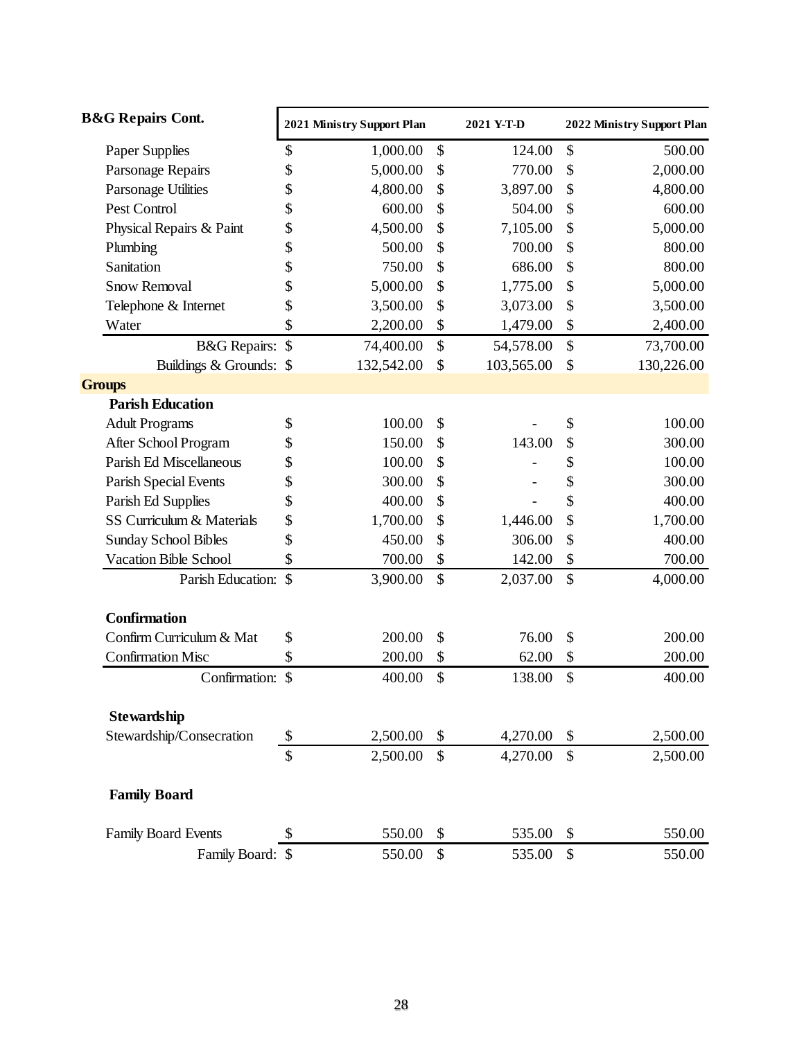| B&G Repairs Cont. | 2021 Ministry Support Plan | 2021 Y-T-D | 2022 Ministry Support Plan |
|---|---|---|---|
| Paper Supplies | $ 1,000.00 | $ 124.00 | $ 500.00 |
| Parsonage Repairs | $ 5,000.00 | $ 770.00 | $ 2,000.00 |
| Parsonage Utilities | $ 4,800.00 | $ 3,897.00 | $ 4,800.00 |
| Pest Control | $ 600.00 | $ 504.00 | $ 600.00 |
| Physical Repairs & Paint | $ 4,500.00 | $ 7,105.00 | $ 5,000.00 |
| Plumbing | $ 500.00 | $ 700.00 | $ 800.00 |
| Sanitation | $ 750.00 | $ 686.00 | $ 800.00 |
| Snow Removal | $ 5,000.00 | $ 1,775.00 | $ 5,000.00 |
| Telephone & Internet | $ 3,500.00 | $ 3,073.00 | $ 3,500.00 |
| Water | $ 2,200.00 | $ 1,479.00 | $ 2,400.00 |
| B&G Repairs: | $ 74,400.00 | $ 54,578.00 | $ 73,700.00 |
| Buildings & Grounds: | $ 132,542.00 | $ 103,565.00 | $ 130,226.00 |
| **Groups** | | | |
| **Parish Education** | | | |
| Adult Programs | $ 100.00 | $ - | $ 100.00 |
| After School Program | $ 150.00 | $ 143.00 | $ 300.00 |
| Parish Ed Miscellaneous | $ 100.00 | $ - | $ 100.00 |
| Parish Special Events | $ 300.00 | $ - | $ 300.00 |
| Parish Ed Supplies | $ 400.00 | $ - | $ 400.00 |
| SS Curriculum & Materials | $ 1,700.00 | $ 1,446.00 | $ 1,700.00 |
| Sunday School Bibles | $ 450.00 | $ 306.00 | $ 400.00 |
| Vacation Bible School | $ 700.00 | $ 142.00 | $ 700.00 |
| Parish Education: | $ 3,900.00 | $ 2,037.00 | $ 4,000.00 |
| **Confirmation** | | | |
| Confirm Curriculum & Mat | $ 200.00 | $ 76.00 | $ 200.00 |
| Confirmation Misc | $ 200.00 | $ 62.00 | $ 200.00 |
| Confirmation: | $ 400.00 | $ 138.00 | $ 400.00 |
| **Stewardship** | | | |
| Stewardship/Consecration | $ 2,500.00 | $ 4,270.00 | $ 2,500.00 |
| | $ 2,500.00 | $ 4,270.00 | $ 2,500.00 |
| **Family Board** | | | |
| Family Board Events | $ 550.00 | $ 535.00 | $ 550.00 |
| Family Board: | $ 550.00 | $ 535.00 | $ 550.00 |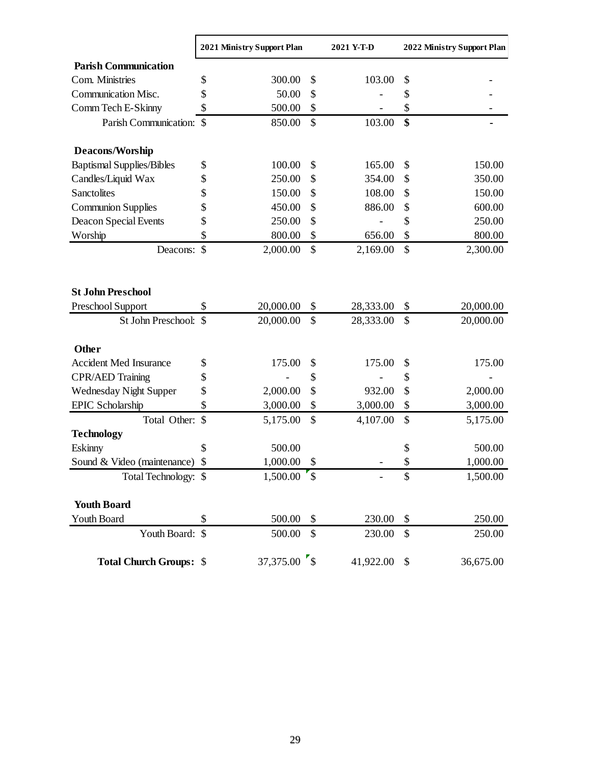| | 2021 Ministry Support Plan | 2021 Y-T-D | 2022 Ministry Support Plan |
|---|---|---|---|
| **Parish Communication** | | | |
| Com. Ministries | $ 300.00 | $ 103.00 | $ - |
| Communication Misc. | $ 50.00 | $ - | $ - |
| Comm Tech E-Skinny | $ 500.00 | $ - | $ - |
| Parish Communication: | $ 850.00 | $ 103.00 | $ - |
| **Deacons/Worship** | | | |
| Baptismal Supplies/Bibles | $ 100.00 | $ 165.00 | $ 150.00 |
| Candles/Liquid Wax | $ 250.00 | $ 354.00 | $ 350.00 |
| Sanctolites | $ 150.00 | $ 108.00 | $ 150.00 |
| Communion Supplies | $ 450.00 | $ 886.00 | $ 600.00 |
| Deacon Special Events | $ 250.00 | $ - | $ 250.00 |
| Worship | $ 800.00 | $ 656.00 | $ 800.00 |
| Deacons: | $ 2,000.00 | $ 2,169.00 | $ 2,300.00 |
| **St John Preschool** | | | |
| Preschool Support | $ 20,000.00 | $ 28,333.00 | $ 20,000.00 |
| St John Preschool: | $ 20,000.00 | $ 28,333.00 | $ 20,000.00 |
| **Other** | | | |
| Accident Med Insurance | $ 175.00 | $ 175.00 | $ 175.00 |
| CPR/AED Training | $ - | $ - | $ - |
| Wednesday Night Supper | $ 2,000.00 | $ 932.00 | $ 2,000.00 |
| EPIC Scholarship | $ 3,000.00 | $ 3,000.00 | $ 3,000.00 |
| Total Other: | $ 5,175.00 | $ 4,107.00 | $ 5,175.00 |
| **Technology** | | | |
| Eskinny | $ 500.00 | | $ 500.00 |
| Sound & Video (maintenance) | $ 1,000.00 | $ - | $ 1,000.00 |
| Total Technology: | $ 1,500.00 | $ - | $ 1,500.00 |
| **Youth Board** | | | |
| Youth Board | $ 500.00 | $ 230.00 | $ 250.00 |
| Youth Board: | $ 500.00 | $ 230.00 | $ 250.00 |
| **Total Church Groups:** | $ 37,375.00 | $ 41,922.00 | $ 36,675.00 |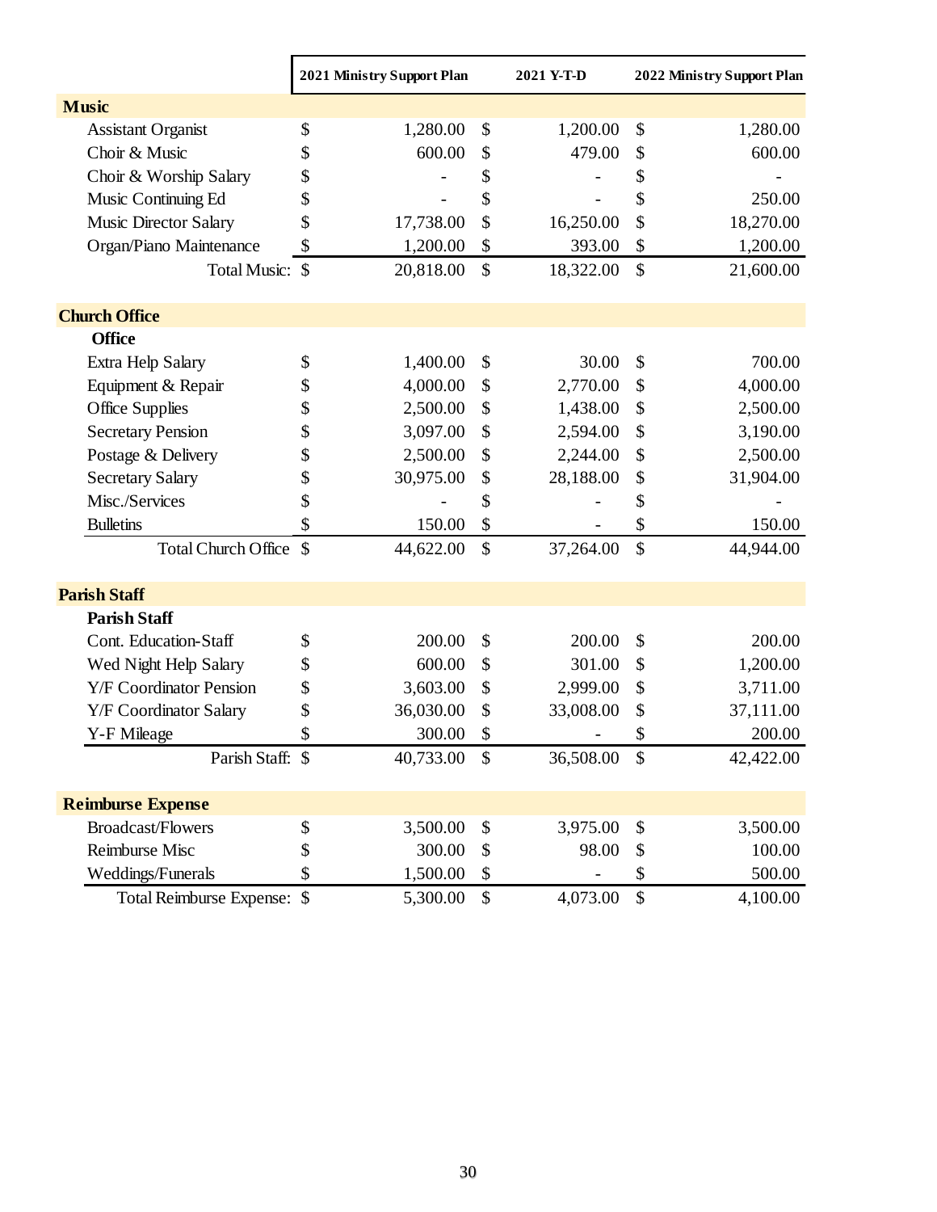| | 2021 Ministry Support Plan | 2021 Y-T-D | 2022 Ministry Support Plan |
|---|---|---|---|
| **Music** | | | |
| Assistant Organist | $ 1,280.00 | $ 1,200.00 | $ 1,280.00 |
| Choir & Music | $ 600.00 | $ 479.00 | $ 600.00 |
| Choir & Worship Salary | $ - | $ - | $ - |
| Music Continuing Ed | $ - | $ - | $ 250.00 |
| Music Director Salary | $ 17,738.00 | $ 16,250.00 | $ 18,270.00 |
| Organ/Piano Maintenance | $ 1,200.00 | $ 393.00 | $ 1,200.00 |
| Total Music: | $ 20,818.00 | $ 18,322.00 | $ 21,600.00 |
| | | | |
| **Church Office** | | | |
| **Office** | | | |
| Extra Help Salary | $ 1,400.00 | $ 30.00 | $ 700.00 |
| Equipment & Repair | $ 4,000.00 | $ 2,770.00 | $ 4,000.00 |
| Office Supplies | $ 2,500.00 | $ 1,438.00 | $ 2,500.00 |
| Secretary Pension | $ 3,097.00 | $ 2,594.00 | $ 3,190.00 |
| Postage & Delivery | $ 2,500.00 | $ 2,244.00 | $ 2,500.00 |
| Secretary Salary | $ 30,975.00 | $ 28,188.00 | $ 31,904.00 |
| Misc./Services | $ - | $ - | $ - |
| Bulletins | $ 150.00 | $ - | $ 150.00 |
| Total Church Office | $ 44,622.00 | $ 37,264.00 | $ 44,944.00 |
| | | | |
| **Parish Staff** | | | |
| **Parish Staff** | | | |
| Cont. Education-Staff | $ 200.00 | $ 200.00 | $ 200.00 |
| Wed Night Help Salary | $ 600.00 | $ 301.00 | $ 1,200.00 |
| Y/F Coordinator Pension | $ 3,603.00 | $ 2,999.00 | $ 3,711.00 |
| Y/F Coordinator Salary | $ 36,030.00 | $ 33,008.00 | $ 37,111.00 |
| Y-F Mileage | $ 300.00 | $ - | $ 200.00 |
| Parish Staff: | $ 40,733.00 | $ 36,508.00 | $ 42,422.00 |
| | | | |
| **Reimburse Expense** | | | |
| Broadcast/Flowers | $ 3,500.00 | $ 3,975.00 | $ 3,500.00 |
| Reimburse Misc | $ 300.00 | $ 98.00 | $ 100.00 |
| Weddings/Funerals | $ 1,500.00 | $ - | $ 500.00 |
| Total Reimburse Expense: | $ 5,300.00 | $ 4,073.00 | $ 4,100.00 |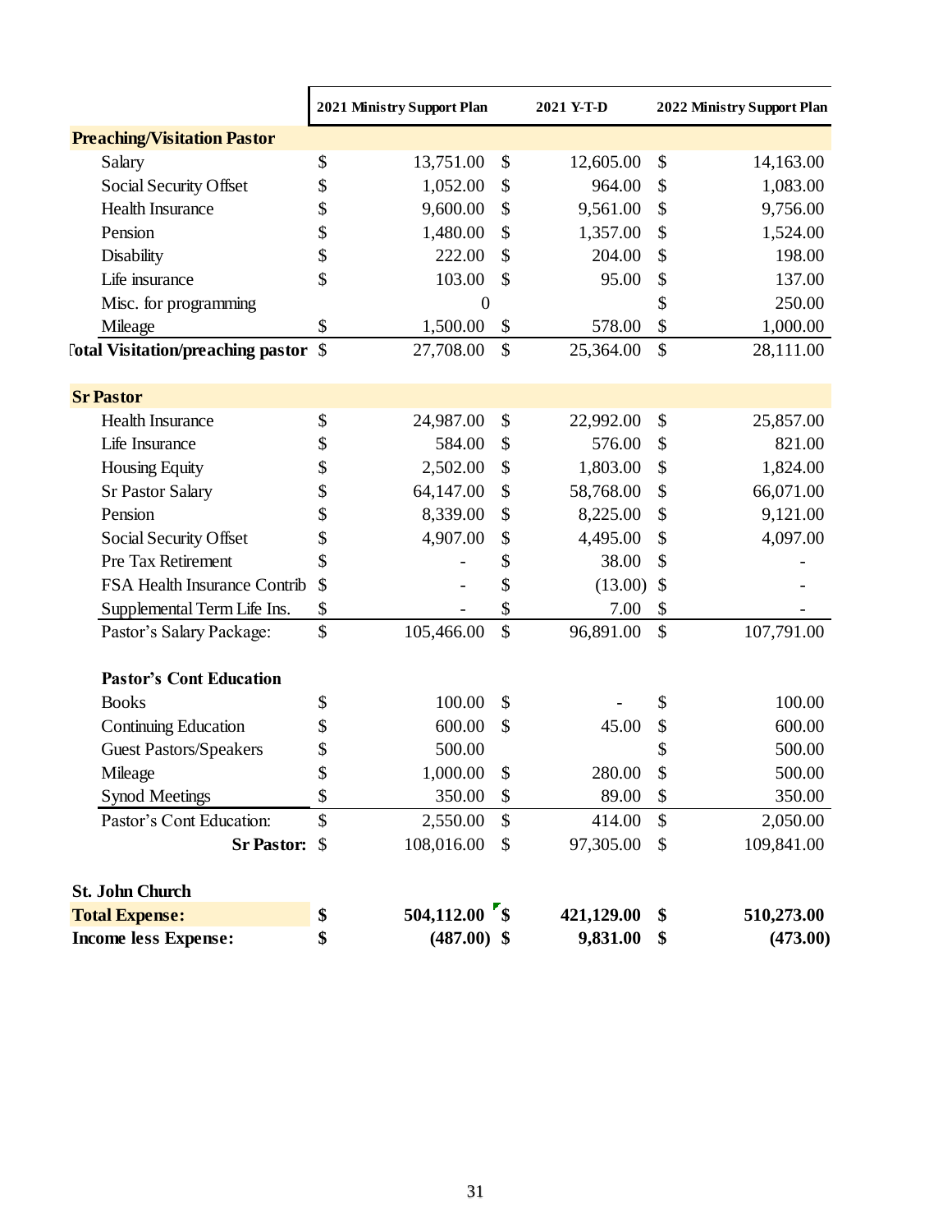| | 2021 Ministry Support Plan | 2021 Y-T-D | 2022 Ministry Support Plan |
|---|---|---|---|
| **Preaching/Visitation Pastor** | | | |
| Salary | $ 13,751.00 | $ 12,605.00 | $ 14,163.00 |
| Social Security Offset | $ 1,052.00 | $ 964.00 | $ 1,083.00 |
| Health Insurance | $ 9,600.00 | $ 9,561.00 | $ 9,756.00 |
| Pension | $ 1,480.00 | $ 1,357.00 | $ 1,524.00 |
| Disability | $ 222.00 | $ 204.00 | $ 198.00 |
| Life insurance | $ 103.00 | $ 95.00 | $ 137.00 |
| Misc. for programming | 0 | | $ 250.00 |
| Mileage | $ 1,500.00 | $ 578.00 | $ 1,000.00 |
| **Total Visitation/preaching pastor** | $ 27,708.00 | $ 25,364.00 | $ 28,111.00 |
| | | | |
| **Sr Pastor** | | | |
| Health Insurance | $ 24,987.00 | $ 22,992.00 | $ 25,857.00 |
| Life Insurance | $ 584.00 | $ 576.00 | $ 821.00 |
| Housing Equity | $ 2,502.00 | $ 1,803.00 | $ 1,824.00 |
| Sr Pastor Salary | $ 64,147.00 | $ 58,768.00 | $ 66,071.00 |
| Pension | $ 8,339.00 | $ 8,225.00 | $ 9,121.00 |
| Social Security Offset | $ 4,907.00 | $ 4,495.00 | $ 4,097.00 |
| Pre Tax Retirement | $ - | $ 38.00 | $ - |
| FSA Health Insurance Contrib | $ - | $ (13.00) | $ - |
| Supplemental Term Life Ins. | $ - | $ 7.00 | $ - |
| Pastor's Salary Package: | $ 105,466.00 | $ 96,891.00 | $ 107,791.00 |
| | | | |
| **Pastor's Cont Education** | | | |
| Books | $ 100.00 | $ - | $ 100.00 |
| Continuing Education | $ 600.00 | $ 45.00 | $ 600.00 |
| Guest Pastors/Speakers | $ 500.00 | | $ 500.00 |
| Mileage | $ 1,000.00 | $ 280.00 | $ 500.00 |
| Synod Meetings | $ 350.00 | $ 89.00 | $ 350.00 |
| Pastor's Cont Education: | $ 2,550.00 | $ 414.00 | $ 2,050.00 |
| **Sr Pastor:** | $ 108,016.00 | $ 97,305.00 | $ 109,841.00 |
| | | | |
| **St. John Church** | | | |
| **Total Expense:** | **$ 504,112.00** | **$ 421,129.00** | **$ 510,273.00** |
| **Income less Expense:** | **$ (487.00)** | **$ 9,831.00** | **$ (473.00)** |